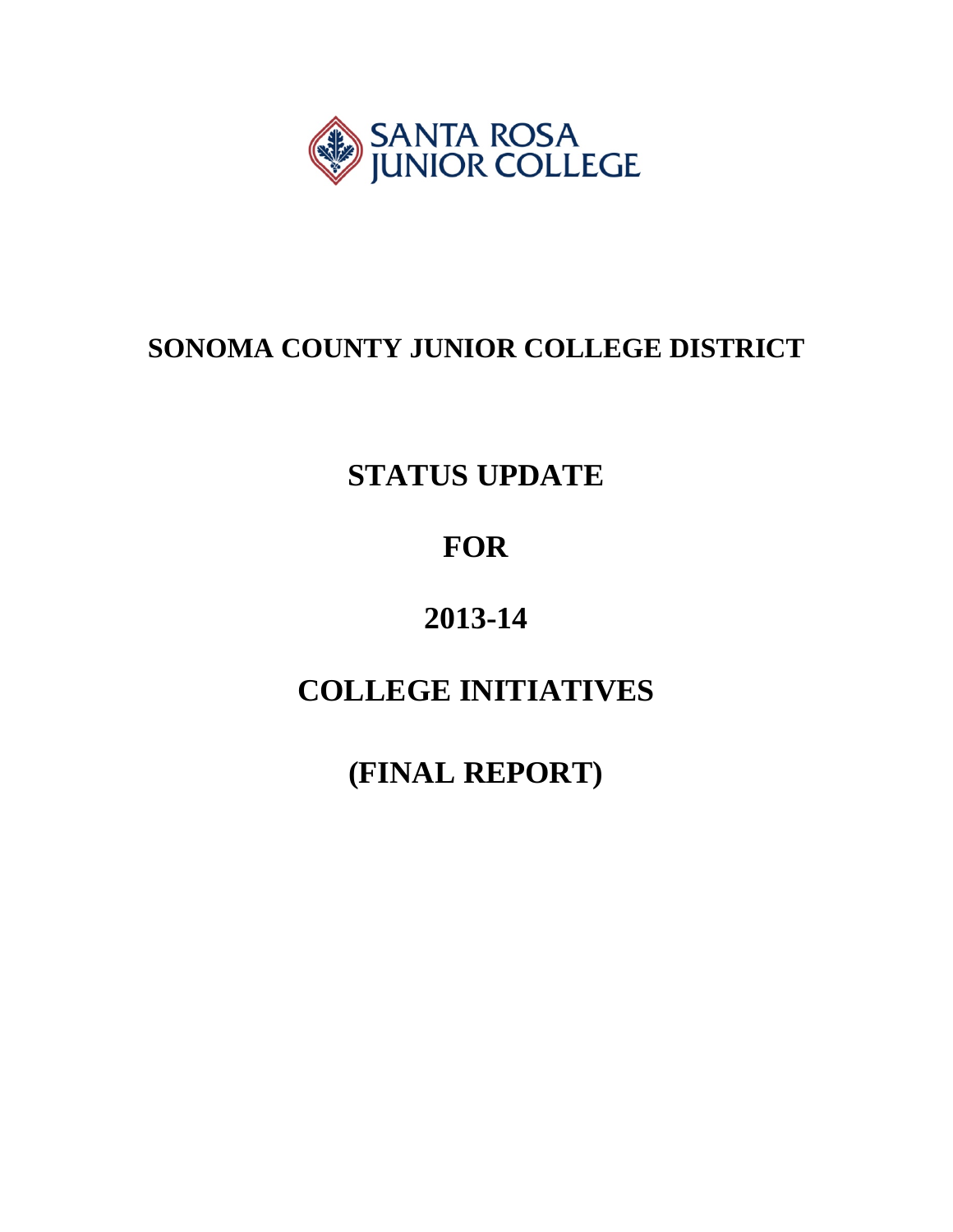SANTA ROSA JUNIOR COLLEGE

# SONOMA COUNTY JUNIOR COLLEGE DISTRICT

# STATUS UPDATE

# FOR

# 2013-14

# COLLEGE INITIATIVES

# (FINAL REPORT)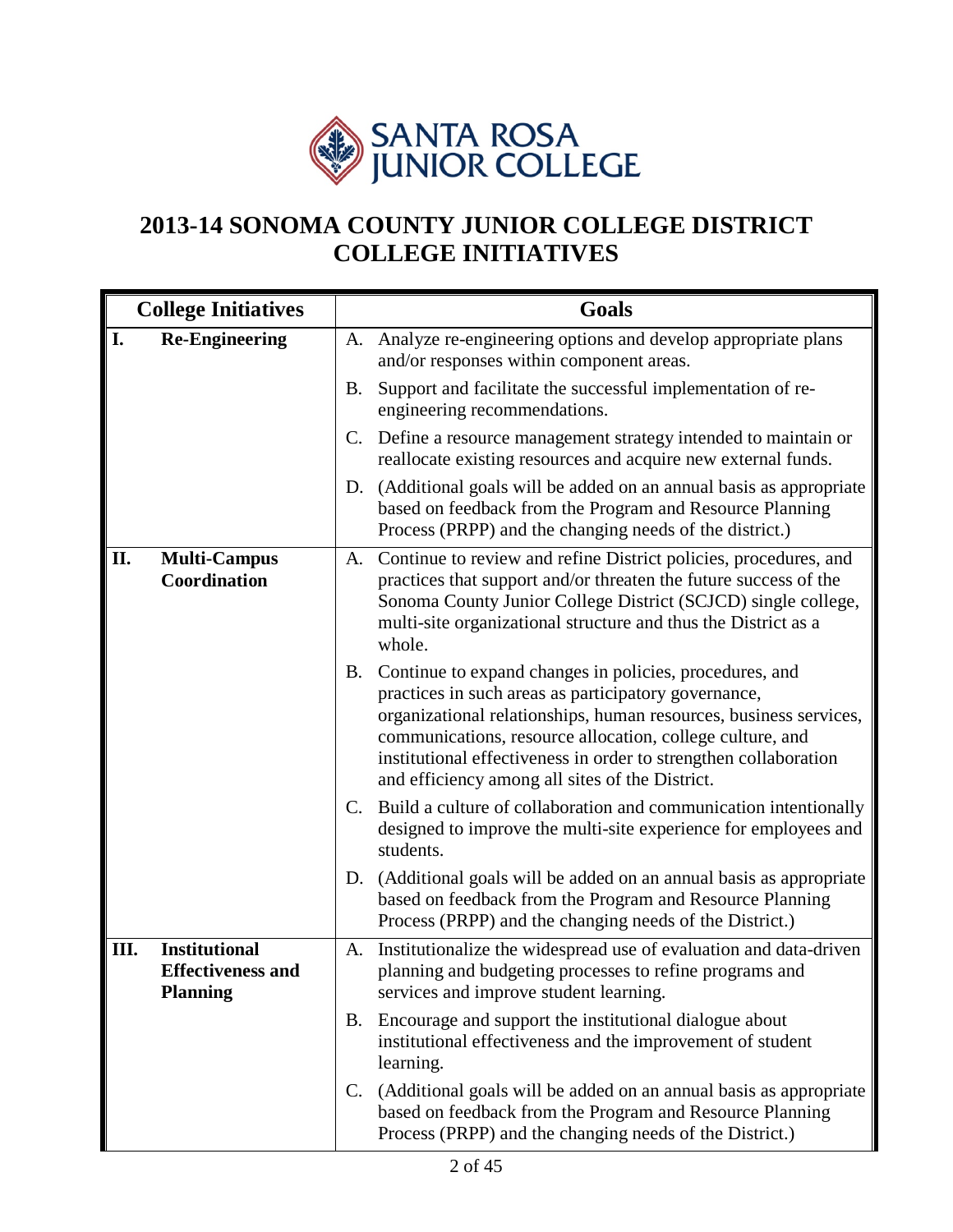SANTA ROSA JUNIOR COLLEGE

# 2013-14 SONOMA COUNTY JUNIOR COLLEGE DISTRICT COLLEGE INITIATIVES

| College Initiatives | Goals |
|---|---|
| **I. Re-Engineering** | A. Analyze re-engineering options and develop appropriate plans and/or responses within component areas. |
| | B. Support and facilitate the successful implementation of re-engineering recommendations. |
| | C. Define a resource management strategy intended to maintain or reallocate existing resources and acquire new external funds. |
| | D. (Additional goals will be added on an annual basis as appropriate based on feedback from the Program and Resource Planning Process (PRPP) and the changing needs of the district.) |
| **II. Multi-Campus Coordination** | A. Continue to review and refine District policies, procedures, and practices that support and/or threaten the future success of the Sonoma County Junior College District (SCJCD) single college, multi-site organizational structure and thus the District as a whole. |
| | B. Continue to expand changes in policies, procedures, and practices in such areas as participatory governance, organizational relationships, human resources, business services, communications, resource allocation, college culture, and institutional effectiveness in order to strengthen collaboration and efficiency among all sites of the District. |
| | C. Build a culture of collaboration and communication intentionally designed to improve the multi-site experience for employees and students. |
| | D. (Additional goals will be added on an annual basis as appropriate based on feedback from the Program and Resource Planning Process (PRPP) and the changing needs of the District.) |
| **III. Institutional Effectiveness and Planning** | A. Institutionalize the widespread use of evaluation and data-driven planning and budgeting processes to refine programs and services and improve student learning. |
| | B. Encourage and support the institutional dialogue about institutional effectiveness and the improvement of student learning. |
| | C. (Additional goals will be added on an annual basis as appropriate based on feedback from the Program and Resource Planning Process (PRPP) and the changing needs of the District.) |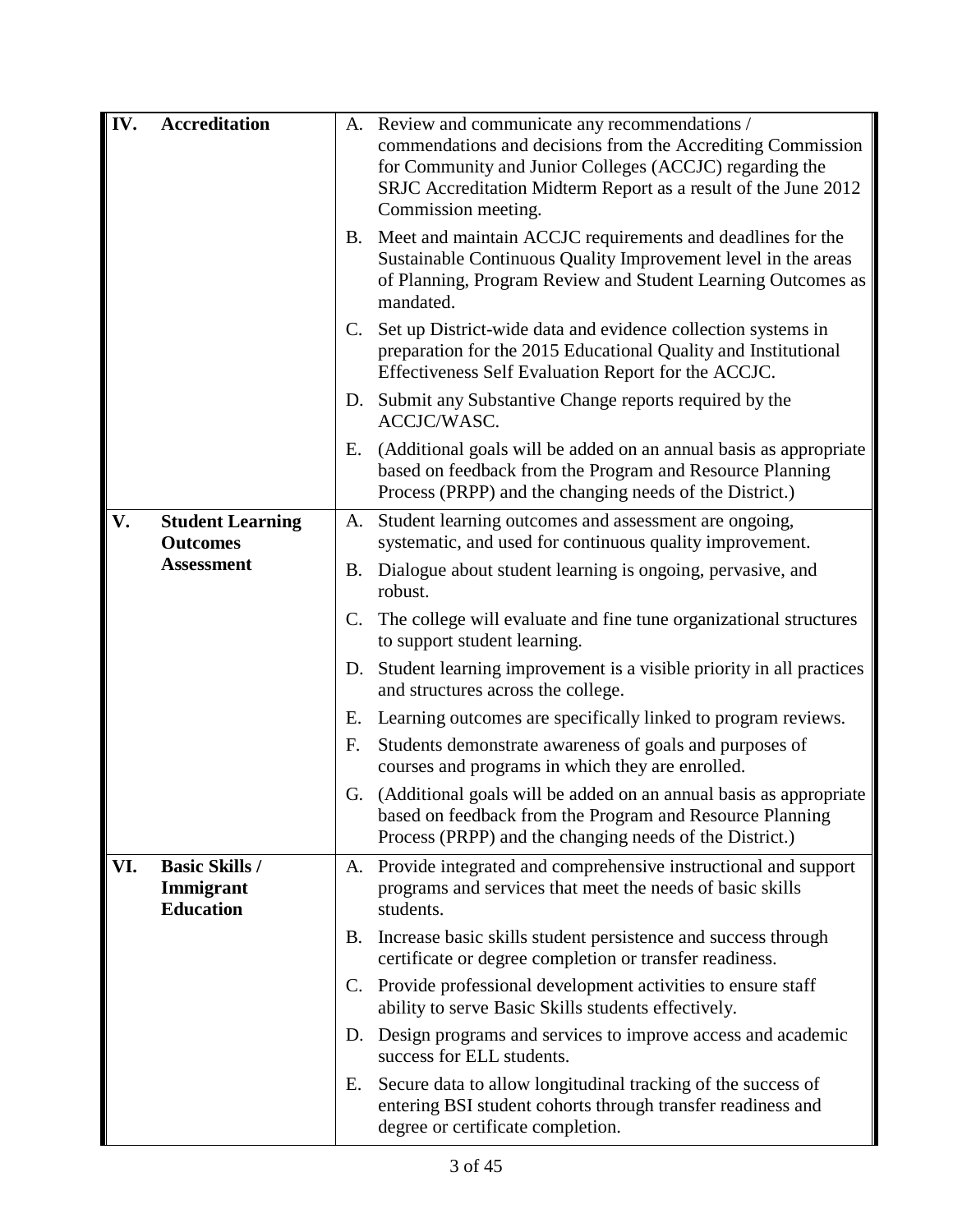| | | |
|---|---|---|
| **IV.** | **Accreditation** | A. Review and communicate any recommendations / commendations and decisions from the Accrediting Commission for Community and Junior Colleges (ACCJC) regarding the SRJC Accreditation Midterm Report as a result of the June 2012 Commission meeting. |
| | | B. Meet and maintain ACCJC requirements and deadlines for the Sustainable Continuous Quality Improvement level in the areas of Planning, Program Review and Student Learning Outcomes as mandated. |
| | | C. Set up District-wide data and evidence collection systems in preparation for the 2015 Educational Quality and Institutional Effectiveness Self Evaluation Report for the ACCJC. |
| | | D. Submit any Substantive Change reports required by the ACCJC/WASC. |
| | | E. (Additional goals will be added on an annual basis as appropriate based on feedback from the Program and Resource Planning Process (PRPP) and the changing needs of the District.) |
| **V.** | **Student Learning Outcomes Assessment** | A. Student learning outcomes and assessment are ongoing, systematic, and used for continuous quality improvement. |
| | | B. Dialogue about student learning is ongoing, pervasive, and robust. |
| | | C. The college will evaluate and fine tune organizational structures to support student learning. |
| | | D. Student learning improvement is a visible priority in all practices and structures across the college. |
| | | E. Learning outcomes are specifically linked to program reviews. |
| | | F. Students demonstrate awareness of goals and purposes of courses and programs in which they are enrolled. |
| | | G. (Additional goals will be added on an annual basis as appropriate based on feedback from the Program and Resource Planning Process (PRPP) and the changing needs of the District.) |
| **VI.** | **Basic Skills / Immigrant Education** | A. Provide integrated and comprehensive instructional and support programs and services that meet the needs of basic skills students. |
| | | B. Increase basic skills student persistence and success through certificate or degree completion or transfer readiness. |
| | | C. Provide professional development activities to ensure staff ability to serve Basic Skills students effectively. |
| | | D. Design programs and services to improve access and academic success for ELL students. |
| | | E. Secure data to allow longitudinal tracking of the success of entering BSI student cohorts through transfer readiness and degree or certificate completion. |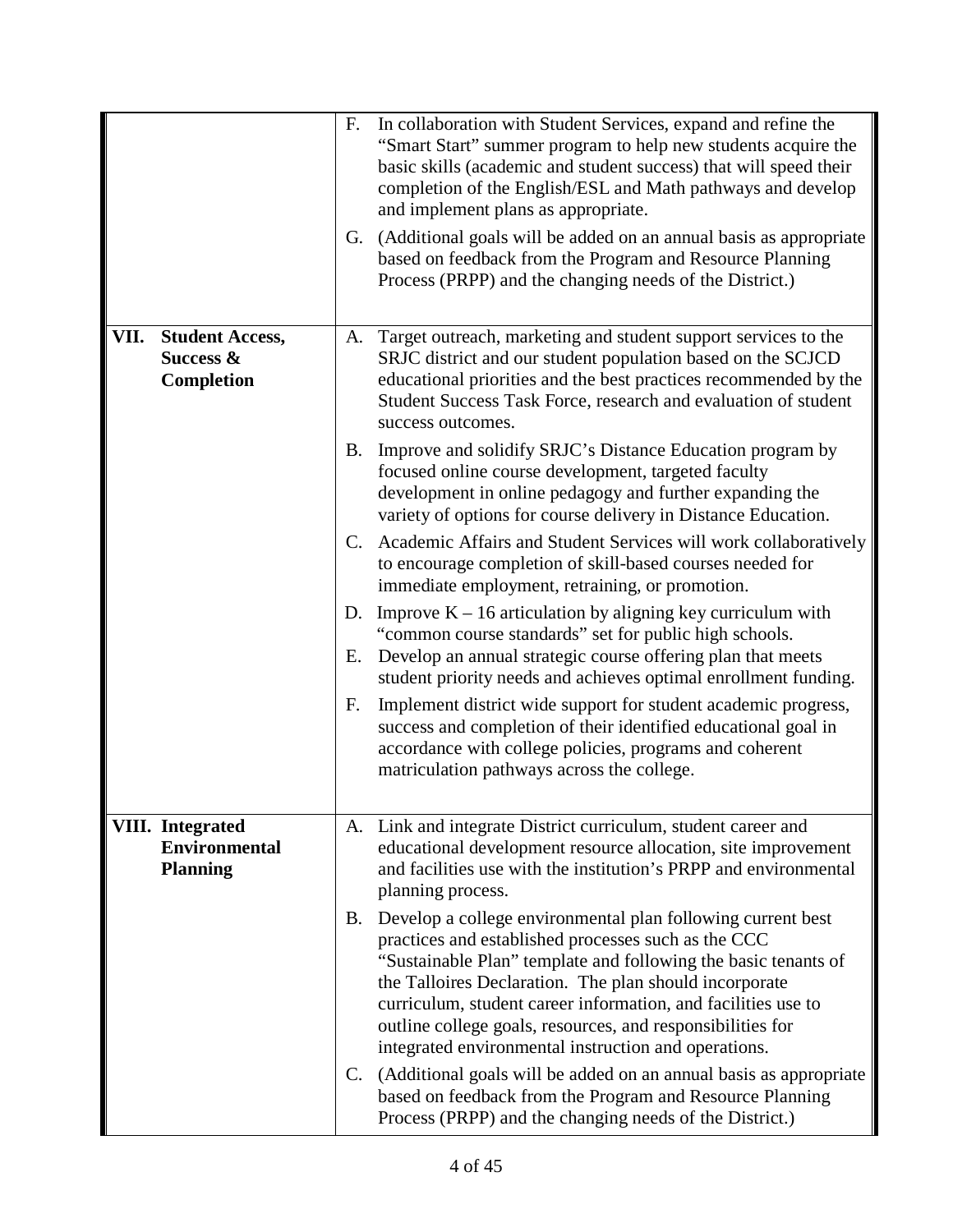| | |
|---|---|
| | F. In collaboration with Student Services, expand and refine the "Smart Start" summer program to help new students acquire the basic skills (academic and student success) that will speed their completion of the English/ESL and Math pathways and develop and implement plans as appropriate.<br><br>G. (Additional goals will be added on an annual basis as appropriate based on feedback from the Program and Resource Planning Process (PRPP) and the changing needs of the District.) |
| **VII. Student Access, Success & Completion** | A. Target outreach, marketing and student support services to the SRJC district and our student population based on the SCJCD educational priorities and the best practices recommended by the Student Success Task Force, research and evaluation of student success outcomes.<br><br>B. Improve and solidify SRJC's Distance Education program by focused online course development, targeted faculty development in online pedagogy and further expanding the variety of options for course delivery in Distance Education.<br><br>C. Academic Affairs and Student Services will work collaboratively to encourage completion of skill-based courses needed for immediate employment, retraining, or promotion.<br><br>D. Improve K – 16 articulation by aligning key curriculum with "common course standards" set for public high schools.<br><br>E. Develop an annual strategic course offering plan that meets student priority needs and achieves optimal enrollment funding.<br><br>F. Implement district wide support for student academic progress, success and completion of their identified educational goal in accordance with college policies, programs and coherent matriculation pathways across the college. |
| **VIII. Integrated Environmental Planning** | A. Link and integrate District curriculum, student career and educational development resource allocation, site improvement and facilities use with the institution's PRPP and environmental planning process.<br><br>B. Develop a college environmental plan following current best practices and established processes such as the CCC "Sustainable Plan" template and following the basic tenants of the Talloires Declaration. The plan should incorporate curriculum, student career information, and facilities use to outline college goals, resources, and responsibilities for integrated environmental instruction and operations.<br><br>C. (Additional goals will be added on an annual basis as appropriate based on feedback from the Program and Resource Planning Process (PRPP) and the changing needs of the District.) |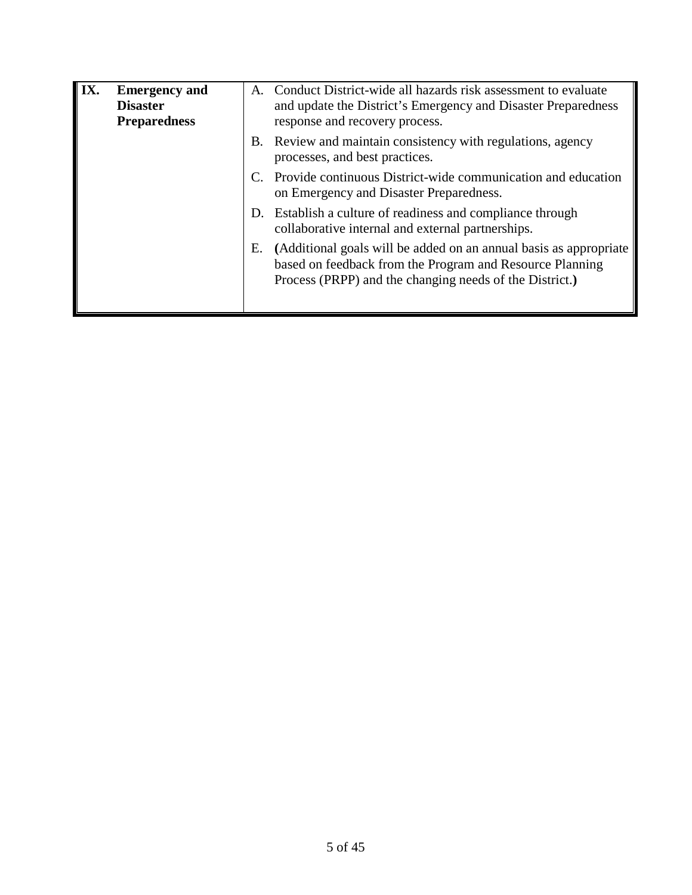| | | |
|---|---|---|
| **IX.** | **Emergency and Disaster Preparedness** | A. Conduct District-wide all hazards risk assessment to evaluate and update the District's Emergency and Disaster Preparedness response and recovery process.<br><br>B. Review and maintain consistency with regulations, agency processes, and best practices.<br><br>C. Provide continuous District-wide communication and education on Emergency and Disaster Preparedness.<br><br>D. Establish a culture of readiness and compliance through collaborative internal and external partnerships.<br><br>E. **(**Additional goals will be added on an annual basis as appropriate based on feedback from the Program and Resource Planning Process (PRPP) and the changing needs of the District.**)** |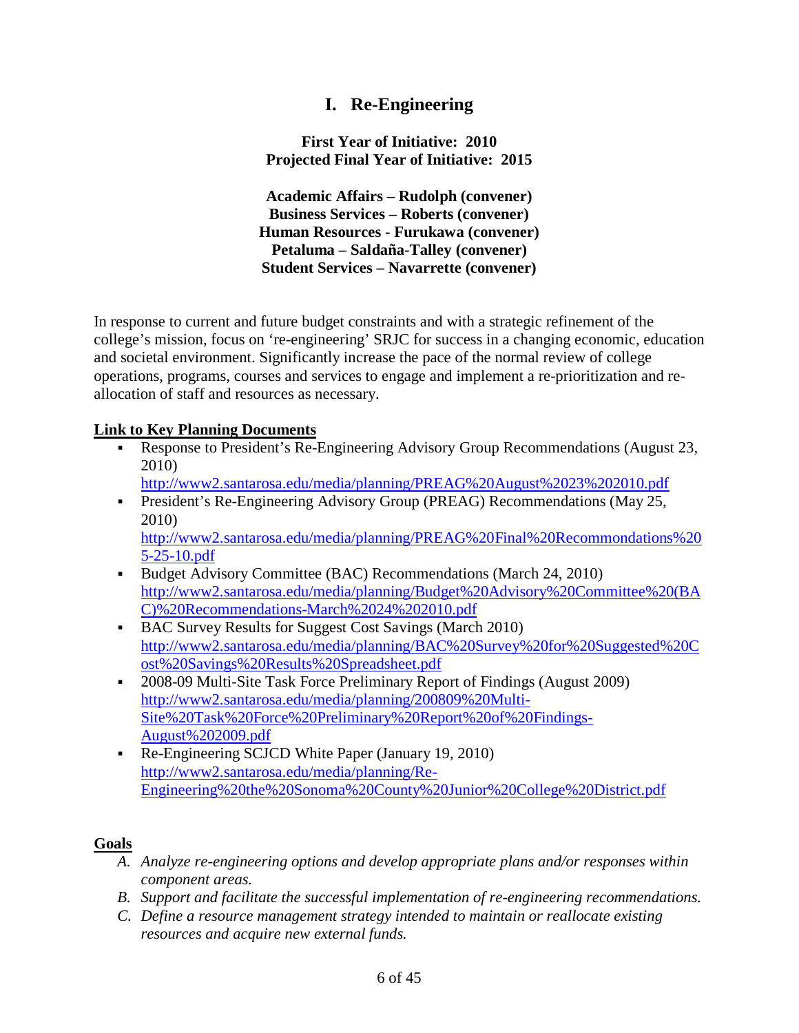# I. Re-Engineering

**First Year of Initiative: 2010**
**Projected Final Year of Initiative: 2015**

**Academic Affairs – Rudolph (convener)**
**Business Services – Roberts (convener)**
**Human Resources - Furukawa (convener)**
**Petaluma – Saldaña-Talley (convener)**
**Student Services – Navarrette (convener)**

In response to current and future budget constraints and with a strategic refinement of the college's mission, focus on 're-engineering' SRJC for success in a changing economic, education and societal environment. Significantly increase the pace of the normal review of college operations, programs, courses and services to engage and implement a re-prioritization and re-allocation of staff and resources as necessary.

**Link to Key Planning Documents**

- Response to President's Re-Engineering Advisory Group Recommendations (August 23, 2010)
  http://www2.santarosa.edu/media/planning/PREAG%20August%2023%202010.pdf
- President's Re-Engineering Advisory Group (PREAG) Recommendations (May 25, 2010)
  http://www2.santarosa.edu/media/planning/PREAG%20Final%20Recommondations%205-25-10.pdf
- Budget Advisory Committee (BAC) Recommendations (March 24, 2010)
  http://www2.santarosa.edu/media/planning/Budget%20Advisory%20Committee%20(BAC)%20Recommendations-March%2024%202010.pdf
- BAC Survey Results for Suggest Cost Savings (March 2010)
  http://www2.santarosa.edu/media/planning/BAC%20Survey%20for%20Suggested%20Cost%20Savings%20Results%20Spreadsheet.pdf
- 2008-09 Multi-Site Task Force Preliminary Report of Findings (August 2009)
  http://www2.santarosa.edu/media/planning/200809%20Multi-Site%20Task%20Force%20Preliminary%20Report%20of%20Findings-August%202009.pdf
- Re-Engineering SCJCD White Paper (January 19, 2010)
  http://www2.santarosa.edu/media/planning/Re-Engineering%20the%20Sonoma%20County%20Junior%20College%20District.pdf

**Goals**

A. *Analyze re-engineering options and develop appropriate plans and/or responses within component areas.*
B. *Support and facilitate the successful implementation of re-engineering recommendations.*
C. *Define a resource management strategy intended to maintain or reallocate existing resources and acquire new external funds.*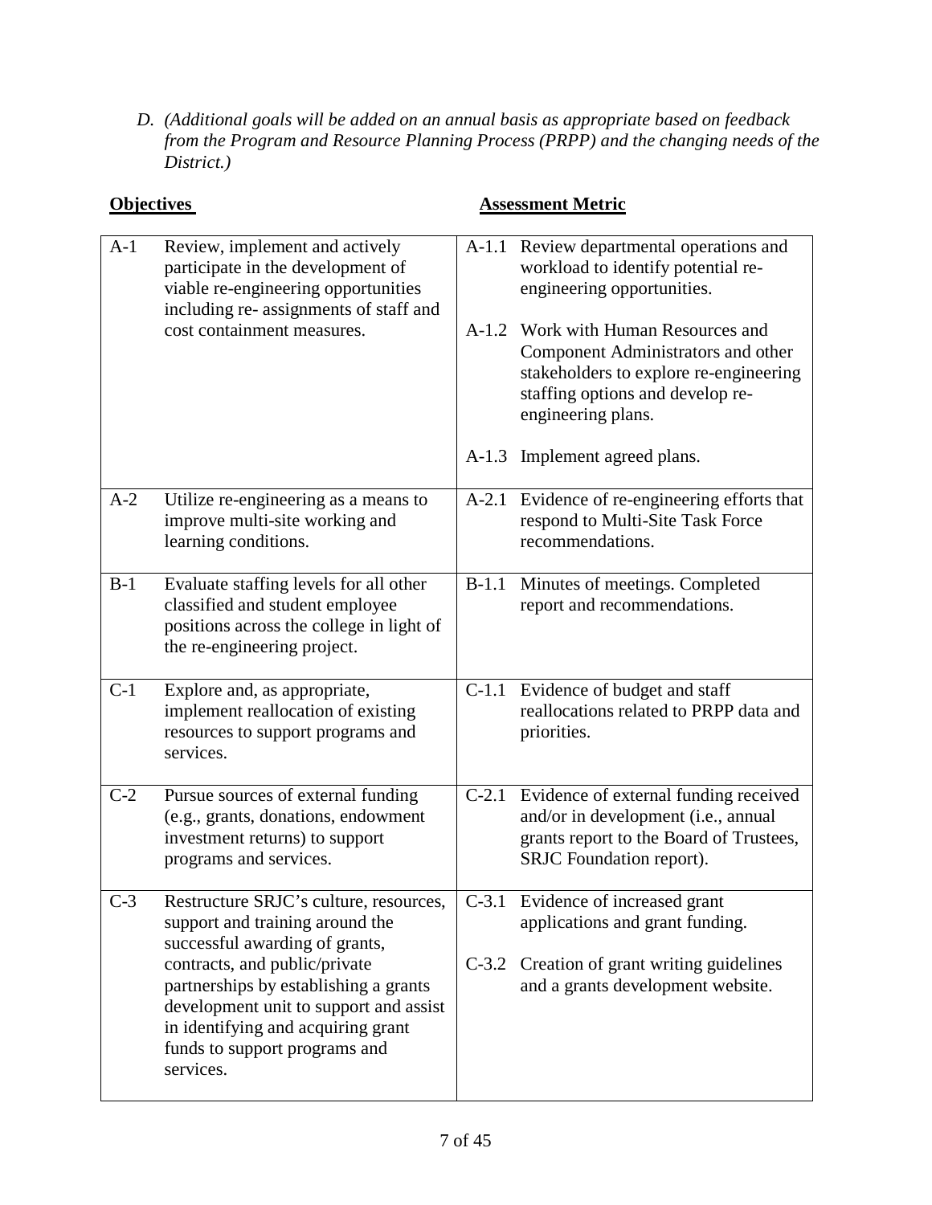*D. (Additional goals will be added on an annual basis as appropriate based on feedback from the Program and Resource Planning Process (PRPP) and the changing needs of the District.)*

| Objectives | | Assessment Metric | |
|---|---|---|---|
| A-1 | Review, implement and actively participate in the development of viable re-engineering opportunities including re- assignments of staff and cost containment measures. | A-1.1 | Review departmental operations and workload to identify potential re-engineering opportunities. |
| | | A-1.2 | Work with Human Resources and Component Administrators and other stakeholders to explore re-engineering staffing options and develop re-engineering plans. |
| | | A-1.3 | Implement agreed plans. |
| A-2 | Utilize re-engineering as a means to improve multi-site working and learning conditions. | A-2.1 | Evidence of re-engineering efforts that respond to Multi-Site Task Force recommendations. |
| B-1 | Evaluate staffing levels for all other classified and student employee positions across the college in light of the re-engineering project. | B-1.1 | Minutes of meetings. Completed report and recommendations. |
| C-1 | Explore and, as appropriate, implement reallocation of existing resources to support programs and services. | C-1.1 | Evidence of budget and staff reallocations related to PRPP data and priorities. |
| C-2 | Pursue sources of external funding (e.g., grants, donations, endowment investment returns) to support programs and services. | C-2.1 | Evidence of external funding received and/or in development (i.e., annual grants report to the Board of Trustees, SRJC Foundation report). |
| C-3 | Restructure SRJC's culture, resources, support and training around the successful awarding of grants, contracts, and public/private partnerships by establishing a grants development unit to support and assist in identifying and acquiring grant funds to support programs and services. | C-3.1 | Evidence of increased grant applications and grant funding. |
| | | C-3.2 | Creation of grant writing guidelines and a grants development website. |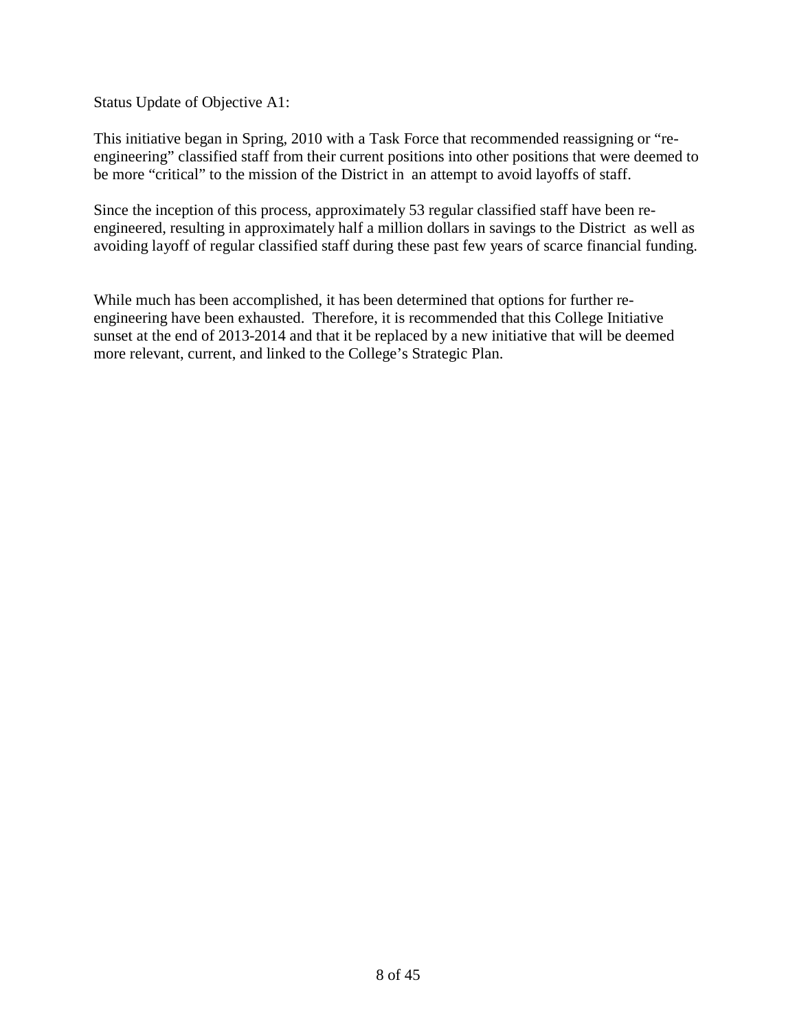Status Update of Objective A1:

This initiative began in Spring, 2010 with a Task Force that recommended reassigning or "re-engineering" classified staff from their current positions into other positions that were deemed to be more "critical" to the mission of the District in an attempt to avoid layoffs of staff.

Since the inception of this process, approximately 53 regular classified staff have been re-engineered, resulting in approximately half a million dollars in savings to the District as well as avoiding layoff of regular classified staff during these past few years of scarce financial funding.

While much has been accomplished, it has been determined that options for further re-engineering have been exhausted. Therefore, it is recommended that this College Initiative sunset at the end of 2013-2014 and that it be replaced by a new initiative that will be deemed more relevant, current, and linked to the College's Strategic Plan.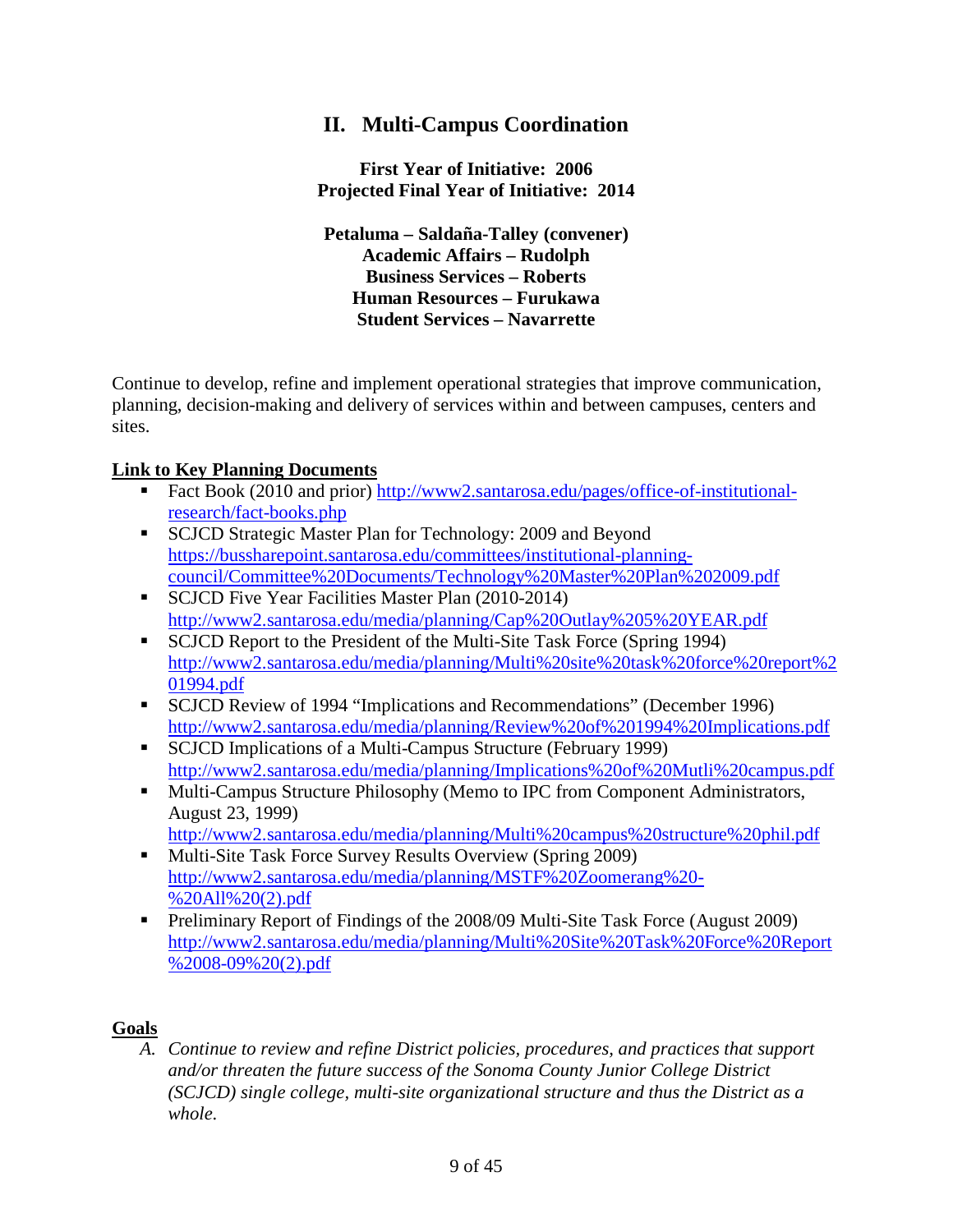## II. Multi-Campus Coordination

**First Year of Initiative: 2006**
**Projected Final Year of Initiative: 2014**

**Petaluma – Saldaña-Talley (convener)**
**Academic Affairs – Rudolph**
**Business Services – Roberts**
**Human Resources – Furukawa**
**Student Services – Navarrette**

Continue to develop, refine and implement operational strategies that improve communication, planning, decision-making and delivery of services within and between campuses, centers and sites.

**Link to Key Planning Documents**

- Fact Book (2010 and prior) http://www2.santarosa.edu/pages/office-of-institutional-research/fact-books.php
- SCJCD Strategic Master Plan for Technology: 2009 and Beyond https://bussharepoint.santarosa.edu/committees/institutional-planning-council/Committee%20Documents/Technology%20Master%20Plan%202009.pdf
- SCJCD Five Year Facilities Master Plan (2010-2014) http://www2.santarosa.edu/media/planning/Cap%20Outlay%205%20YEAR.pdf
- SCJCD Report to the President of the Multi-Site Task Force (Spring 1994) http://www2.santarosa.edu/media/planning/Multi%20site%20task%20force%20report%201994.pdf
- SCJCD Review of 1994 "Implications and Recommendations" (December 1996) http://www2.santarosa.edu/media/planning/Review%20of%201994%20Implications.pdf
- SCJCD Implications of a Multi-Campus Structure (February 1999) http://www2.santarosa.edu/media/planning/Implications%20of%20Mutli%20campus.pdf
- Multi-Campus Structure Philosophy (Memo to IPC from Component Administrators, August 23, 1999) http://www2.santarosa.edu/media/planning/Multi%20campus%20structure%20phil.pdf
- Multi-Site Task Force Survey Results Overview (Spring 2009) http://www2.santarosa.edu/media/planning/MSTF%20Zoomerang%20-%20All%20(2).pdf
- Preliminary Report of Findings of the 2008/09 Multi-Site Task Force (August 2009) http://www2.santarosa.edu/media/planning/Multi%20Site%20Task%20Force%20Report%2008-09%20(2).pdf

**Goals**

A. *Continue to review and refine District policies, procedures, and practices that support and/or threaten the future success of the Sonoma County Junior College District (SCJCD) single college, multi-site organizational structure and thus the District as a whole.*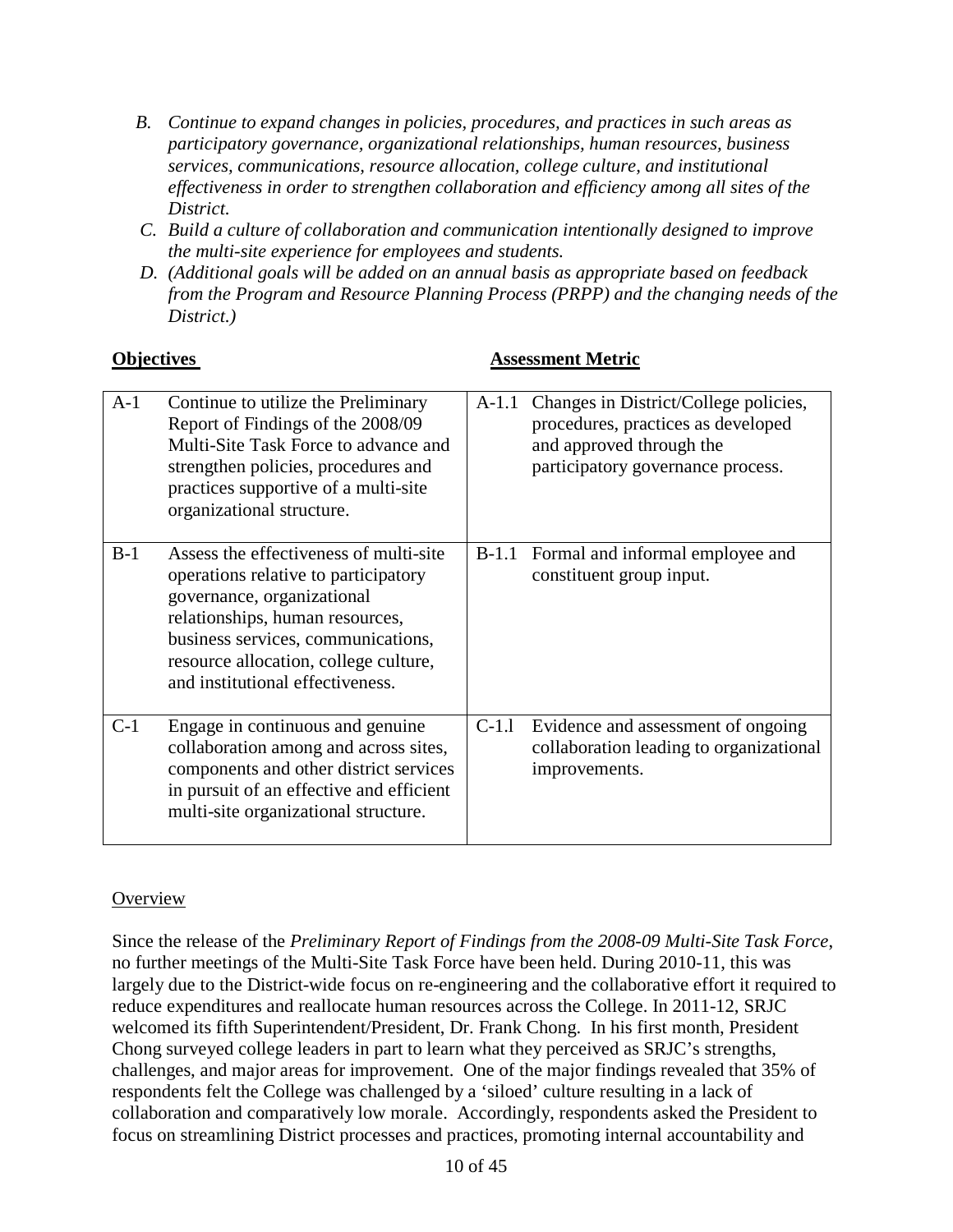*B. Continue to expand changes in policies, procedures, and practices in such areas as participatory governance, organizational relationships, human resources, business services, communications, resource allocation, college culture, and institutional effectiveness in order to strengthen collaboration and efficiency among all sites of the District.*

*C. Build a culture of collaboration and communication intentionally designed to improve the multi-site experience for employees and students.*

*D. (Additional goals will be added on an annual basis as appropriate based on feedback from the Program and Resource Planning Process (PRPP) and the changing needs of the District.)*

| **Objectives** | | **Assessment Metric** | |
|---|---|---|---|
| A-1 | Continue to utilize the Preliminary Report of Findings of the 2008/09 Multi-Site Task Force to advance and strengthen policies, procedures and practices supportive of a multi-site organizational structure. | A-1.1 | Changes in District/College policies, procedures, practices as developed and approved through the participatory governance process. |
| B-1 | Assess the effectiveness of multi-site operations relative to participatory governance, organizational relationships, human resources, business services, communications, resource allocation, college culture, and institutional effectiveness. | B-1.1 | Formal and informal employee and constituent group input. |
| C-1 | Engage in continuous and genuine collaboration among and across sites, components and other district services in pursuit of an effective and efficient multi-site organizational structure. | C-1.l | Evidence and assessment of ongoing collaboration leading to organizational improvements. |

Overview

Since the release of the *Preliminary Report of Findings from the 2008-09 Multi-Site Task Force*, no further meetings of the Multi-Site Task Force have been held. During 2010-11, this was largely due to the District-wide focus on re-engineering and the collaborative effort it required to reduce expenditures and reallocate human resources across the College. In 2011-12, SRJC welcomed its fifth Superintendent/President, Dr. Frank Chong. In his first month, President Chong surveyed college leaders in part to learn what they perceived as SRJC's strengths, challenges, and major areas for improvement. One of the major findings revealed that 35% of respondents felt the College was challenged by a 'siloed' culture resulting in a lack of collaboration and comparatively low morale. Accordingly, respondents asked the President to focus on streamlining District processes and practices, promoting internal accountability and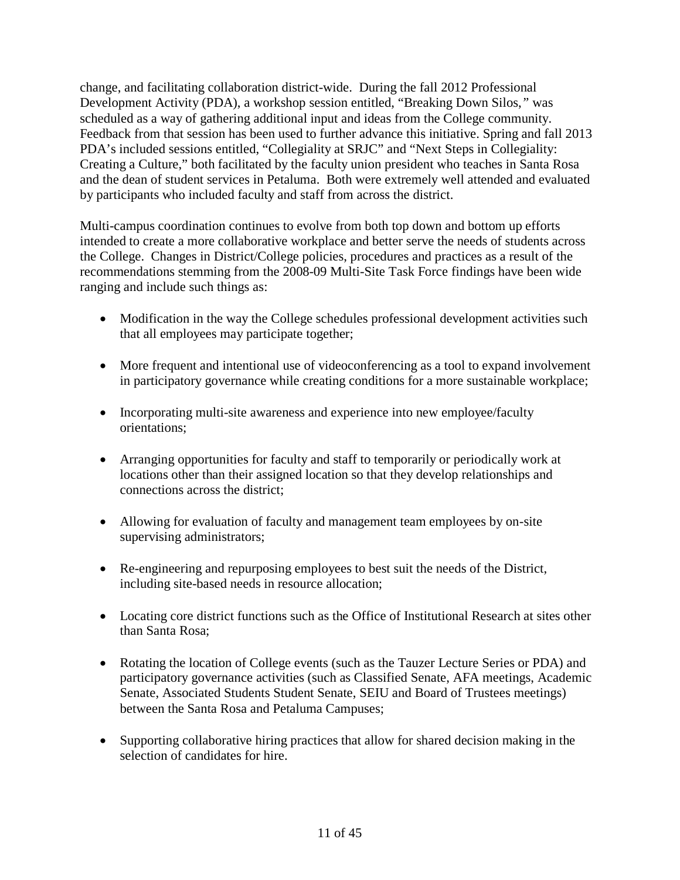change, and facilitating collaboration district-wide. During the fall 2012 Professional Development Activity (PDA), a workshop session entitled, "Breaking Down Silos," was scheduled as a way of gathering additional input and ideas from the College community. Feedback from that session has been used to further advance this initiative. Spring and fall 2013 PDA's included sessions entitled, "Collegiality at SRJC" and "Next Steps in Collegiality: Creating a Culture," both facilitated by the faculty union president who teaches in Santa Rosa and the dean of student services in Petaluma. Both were extremely well attended and evaluated by participants who included faculty and staff from across the district.

Multi-campus coordination continues to evolve from both top down and bottom up efforts intended to create a more collaborative workplace and better serve the needs of students across the College. Changes in District/College policies, procedures and practices as a result of the recommendations stemming from the 2008-09 Multi-Site Task Force findings have been wide ranging and include such things as:

- Modification in the way the College schedules professional development activities such that all employees may participate together;
- More frequent and intentional use of videoconferencing as a tool to expand involvement in participatory governance while creating conditions for a more sustainable workplace;
- Incorporating multi-site awareness and experience into new employee/faculty orientations;
- Arranging opportunities for faculty and staff to temporarily or periodically work at locations other than their assigned location so that they develop relationships and connections across the district;
- Allowing for evaluation of faculty and management team employees by on-site supervising administrators;
- Re-engineering and repurposing employees to best suit the needs of the District, including site-based needs in resource allocation;
- Locating core district functions such as the Office of Institutional Research at sites other than Santa Rosa;
- Rotating the location of College events (such as the Tauzer Lecture Series or PDA) and participatory governance activities (such as Classified Senate, AFA meetings, Academic Senate, Associated Students Student Senate, SEIU and Board of Trustees meetings) between the Santa Rosa and Petaluma Campuses;
- Supporting collaborative hiring practices that allow for shared decision making in the selection of candidates for hire.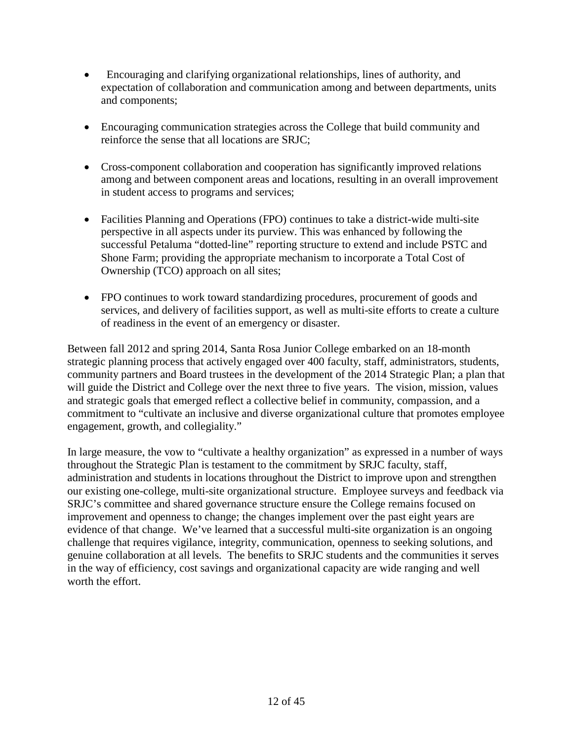- Encouraging and clarifying organizational relationships, lines of authority, and expectation of collaboration and communication among and between departments, units and components;

- Encouraging communication strategies across the College that build community and reinforce the sense that all locations are SRJC;

- Cross-component collaboration and cooperation has significantly improved relations among and between component areas and locations, resulting in an overall improvement in student access to programs and services;

- Facilities Planning and Operations (FPO) continues to take a district-wide multi-site perspective in all aspects under its purview. This was enhanced by following the successful Petaluma "dotted-line" reporting structure to extend and include PSTC and Shone Farm; providing the appropriate mechanism to incorporate a Total Cost of Ownership (TCO) approach on all sites;

- FPO continues to work toward standardizing procedures, procurement of goods and services, and delivery of facilities support, as well as multi-site efforts to create a culture of readiness in the event of an emergency or disaster.

Between fall 2012 and spring 2014, Santa Rosa Junior College embarked on an 18-month strategic planning process that actively engaged over 400 faculty, staff, administrators, students, community partners and Board trustees in the development of the 2014 Strategic Plan; a plan that will guide the District and College over the next three to five years. The vision, mission, values and strategic goals that emerged reflect a collective belief in community, compassion, and a commitment to "cultivate an inclusive and diverse organizational culture that promotes employee engagement, growth, and collegiality."

In large measure, the vow to "cultivate a healthy organization" as expressed in a number of ways throughout the Strategic Plan is testament to the commitment by SRJC faculty, staff, administration and students in locations throughout the District to improve upon and strengthen our existing one-college, multi-site organizational structure. Employee surveys and feedback via SRJC's committee and shared governance structure ensure the College remains focused on improvement and openness to change; the changes implement over the past eight years are evidence of that change. We've learned that a successful multi-site organization is an ongoing challenge that requires vigilance, integrity, communication, openness to seeking solutions, and genuine collaboration at all levels. The benefits to SRJC students and the communities it serves in the way of efficiency, cost savings and organizational capacity are wide ranging and well worth the effort.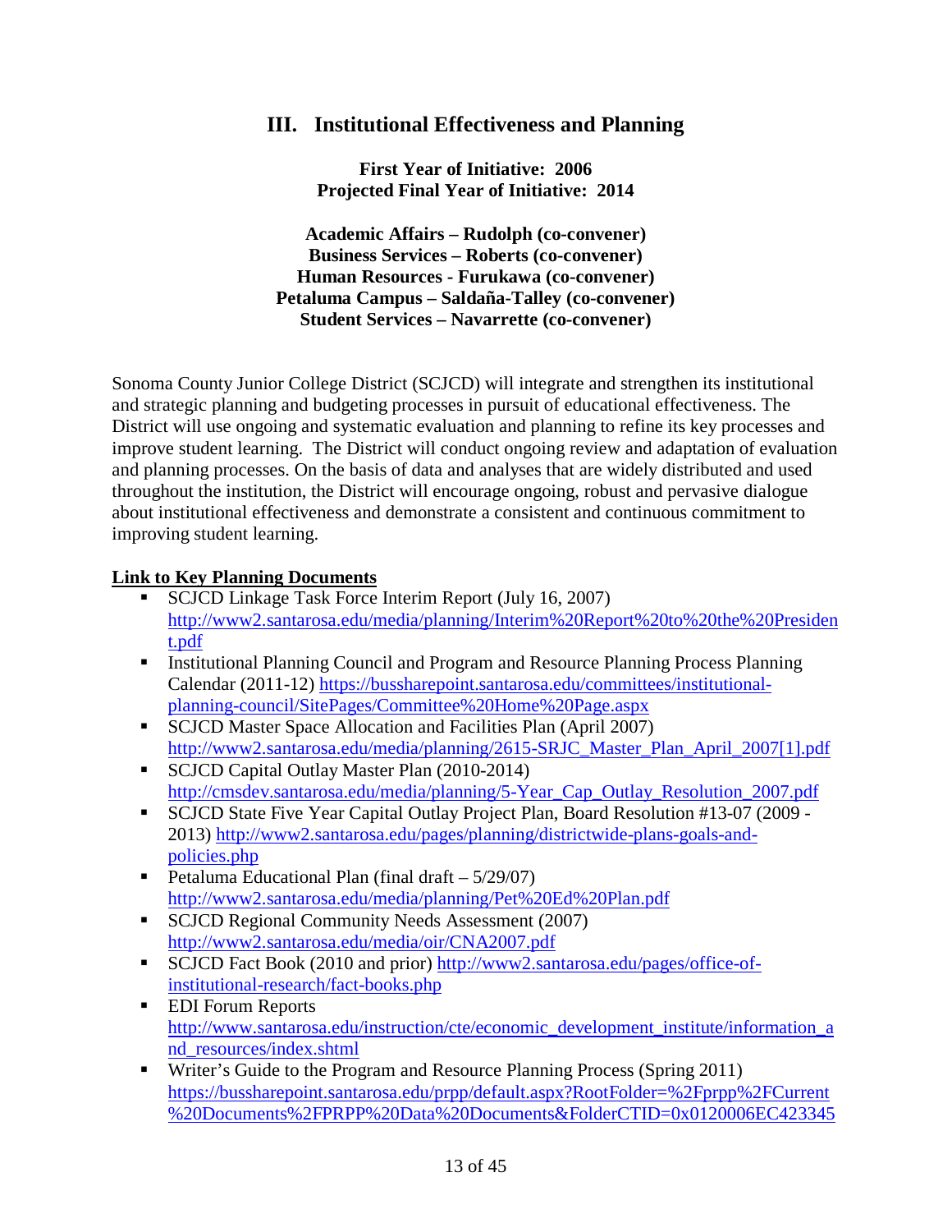## III. Institutional Effectiveness and Planning

**First Year of Initiative: 2006**
**Projected Final Year of Initiative: 2014**

**Academic Affairs – Rudolph (co-convener)**
**Business Services – Roberts (co-convener)**
**Human Resources - Furukawa (co-convener)**
**Petaluma Campus – Saldaña-Talley (co-convener)**
**Student Services – Navarrette (co-convener)**

Sonoma County Junior College District (SCJCD) will integrate and strengthen its institutional and strategic planning and budgeting processes in pursuit of educational effectiveness. The District will use ongoing and systematic evaluation and planning to refine its key processes and improve student learning. The District will conduct ongoing review and adaptation of evaluation and planning processes. On the basis of data and analyses that are widely distributed and used throughout the institution, the District will encourage ongoing, robust and pervasive dialogue about institutional effectiveness and demonstrate a consistent and continuous commitment to improving student learning.

**Link to Key Planning Documents**

- SCJCD Linkage Task Force Interim Report (July 16, 2007) http://www2.santarosa.edu/media/planning/Interim%20Report%20to%20the%20President.pdf
- Institutional Planning Council and Program and Resource Planning Process Planning Calendar (2011-12) https://bussharepoint.santarosa.edu/committees/institutional-planning-council/SitePages/Committee%20Home%20Page.aspx
- SCJCD Master Space Allocation and Facilities Plan (April 2007) http://www2.santarosa.edu/media/planning/2615-SRJC_Master_Plan_April_2007[1].pdf
- SCJCD Capital Outlay Master Plan (2010-2014) http://cmsdev.santarosa.edu/media/planning/5-Year_Cap_Outlay_Resolution_2007.pdf
- SCJCD State Five Year Capital Outlay Project Plan, Board Resolution #13-07 (2009 - 2013) http://www2.santarosa.edu/pages/planning/districtwide-plans-goals-and-policies.php
- Petaluma Educational Plan (final draft – 5/29/07) http://www2.santarosa.edu/media/planning/Pet%20Ed%20Plan.pdf
- SCJCD Regional Community Needs Assessment (2007) http://www2.santarosa.edu/media/oir/CNA2007.pdf
- SCJCD Fact Book (2010 and prior) http://www2.santarosa.edu/pages/office-of-institutional-research/fact-books.php
- EDI Forum Reports http://www.santarosa.edu/instruction/cte/economic_development_institute/information_and_resources/index.shtml
- Writer's Guide to the Program and Resource Planning Process (Spring 2011) https://bussharepoint.santarosa.edu/prpp/default.aspx?RootFolder=%2Fprpp%2FCurrent%20Documents%2FPRPP%20Data%20Documents&FolderCTID=0x0120006EC423345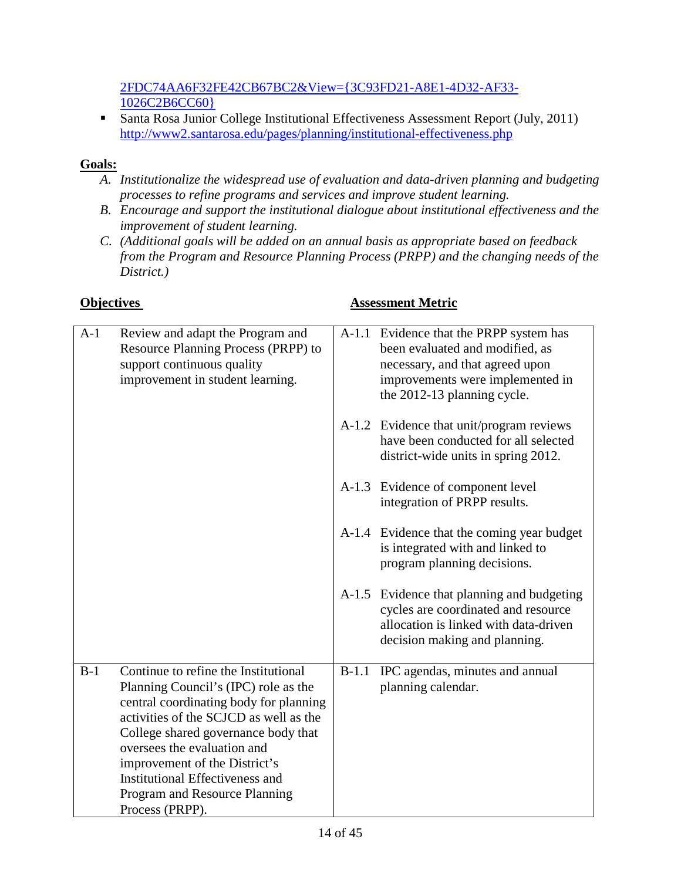[2FDC74AA6F32FE42CB67BC2&View={3C93FD21-A8E1-4D32-AF33-1026C2B6CC60}]

- Santa Rosa Junior College Institutional Effectiveness Assessment Report (July, 2011) http://www2.santarosa.edu/pages/planning/institutional-effectiveness.php

**Goals:**

A. *Institutionalize the widespread use of evaluation and data-driven planning and budgeting processes to refine programs and services and improve student learning.*
B. *Encourage and support the institutional dialogue about institutional effectiveness and the improvement of student learning.*
C. *(Additional goals will be added on an annual basis as appropriate based on feedback from the Program and Resource Planning Process (PRPP) and the changing needs of the District.)*

| **Objectives** | | **Assessment Metric** | |
|---|---|---|---|
| A-1 | Review and adapt the Program and Resource Planning Process (PRPP) to support continuous quality improvement in student learning. | A-1.1 | Evidence that the PRPP system has been evaluated and modified, as necessary, and that agreed upon improvements were implemented in the 2012-13 planning cycle. |
| | | A-1.2 | Evidence that unit/program reviews have been conducted for all selected district-wide units in spring 2012. |
| | | A-1.3 | Evidence of component level integration of PRPP results. |
| | | A-1.4 | Evidence that the coming year budget is integrated with and linked to program planning decisions. |
| | | A-1.5 | Evidence that planning and budgeting cycles are coordinated and resource allocation is linked with data-driven decision making and planning. |
| B-1 | Continue to refine the Institutional Planning Council's (IPC) role as the central coordinating body for planning activities of the SCJCD as well as the College shared governance body that oversees the evaluation and improvement of the District's Institutional Effectiveness and Program and Resource Planning Process (PRPP). | B-1.1 | IPC agendas, minutes and annual planning calendar. |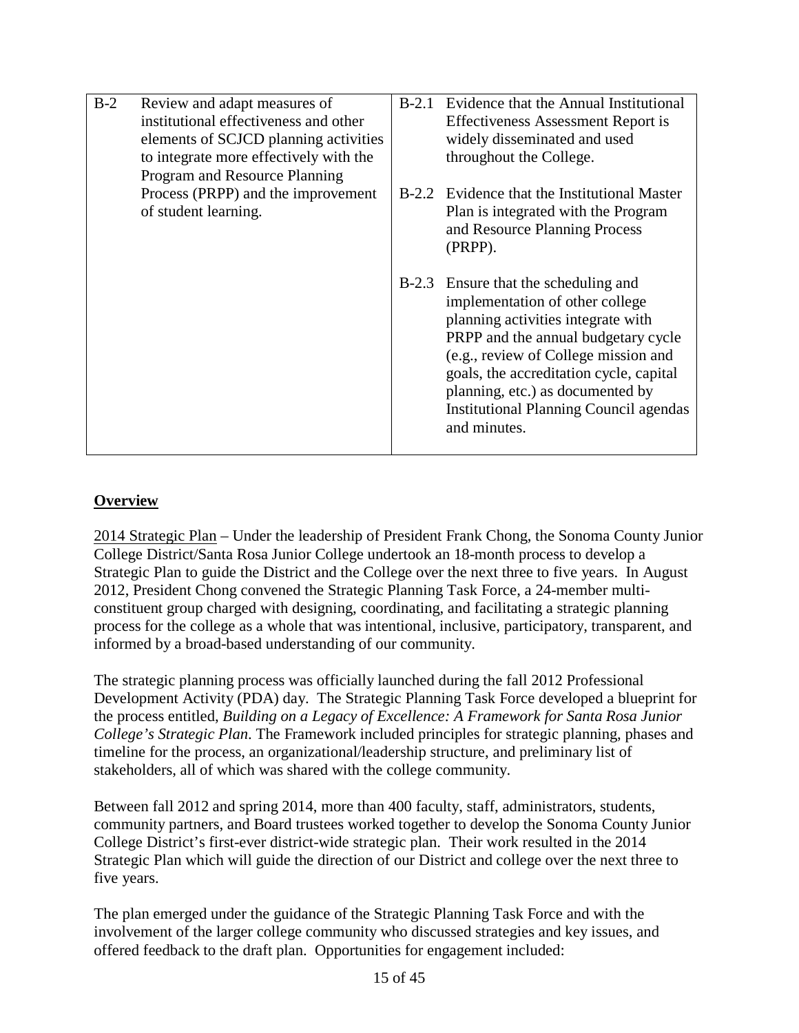| B-2 | Review and adapt measures of institutional effectiveness and other elements of SCJCD planning activities to integrate more effectively with the Program and Resource Planning Process (PRPP) and the improvement of student learning. | B-2.1 | Evidence that the Annual Institutional Effectiveness Assessment Report is widely disseminated and used throughout the College. |
|---|---|---|---|
| | | B-2.2 | Evidence that the Institutional Master Plan is integrated with the Program and Resource Planning Process (PRPP). |
| | | B-2.3 | Ensure that the scheduling and implementation of other college planning activities integrate with PRPP and the annual budgetary cycle (e.g., review of College mission and goals, the accreditation cycle, capital planning, etc.) as documented by Institutional Planning Council agendas and minutes. |

## Overview

2014 Strategic Plan – Under the leadership of President Frank Chong, the Sonoma County Junior College District/Santa Rosa Junior College undertook an 18-month process to develop a Strategic Plan to guide the District and the College over the next three to five years. In August 2012, President Chong convened the Strategic Planning Task Force, a 24-member multi-constituent group charged with designing, coordinating, and facilitating a strategic planning process for the college as a whole that was intentional, inclusive, participatory, transparent, and informed by a broad-based understanding of our community.

The strategic planning process was officially launched during the fall 2012 Professional Development Activity (PDA) day. The Strategic Planning Task Force developed a blueprint for the process entitled, *Building on a Legacy of Excellence: A Framework for Santa Rosa Junior College's Strategic Plan*. The Framework included principles for strategic planning, phases and timeline for the process, an organizational/leadership structure, and preliminary list of stakeholders, all of which was shared with the college community.

Between fall 2012 and spring 2014, more than 400 faculty, staff, administrators, students, community partners, and Board trustees worked together to develop the Sonoma County Junior College District's first-ever district-wide strategic plan. Their work resulted in the 2014 Strategic Plan which will guide the direction of our District and college over the next three to five years.

The plan emerged under the guidance of the Strategic Planning Task Force and with the involvement of the larger college community who discussed strategies and key issues, and offered feedback to the draft plan. Opportunities for engagement included: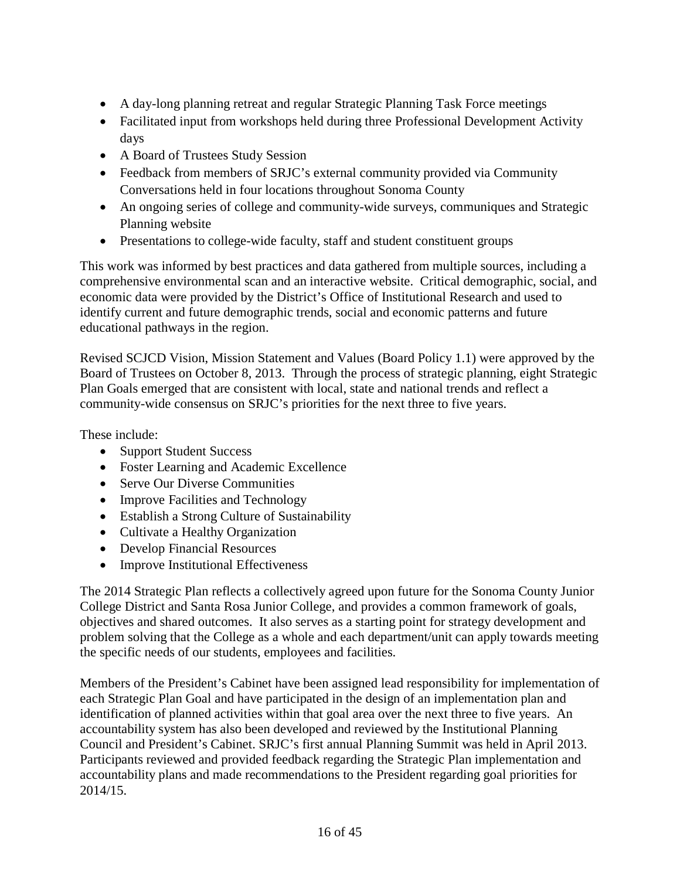- A day-long planning retreat and regular Strategic Planning Task Force meetings
- Facilitated input from workshops held during three Professional Development Activity days
- A Board of Trustees Study Session
- Feedback from members of SRJC's external community provided via Community Conversations held in four locations throughout Sonoma County
- An ongoing series of college and community-wide surveys, communiques and Strategic Planning website
- Presentations to college-wide faculty, staff and student constituent groups

This work was informed by best practices and data gathered from multiple sources, including a comprehensive environmental scan and an interactive website. Critical demographic, social, and economic data were provided by the District's Office of Institutional Research and used to identify current and future demographic trends, social and economic patterns and future educational pathways in the region.

Revised SCJCD Vision, Mission Statement and Values (Board Policy 1.1) were approved by the Board of Trustees on October 8, 2013. Through the process of strategic planning, eight Strategic Plan Goals emerged that are consistent with local, state and national trends and reflect a community-wide consensus on SRJC's priorities for the next three to five years.

These include:

- Support Student Success
- Foster Learning and Academic Excellence
- Serve Our Diverse Communities
- Improve Facilities and Technology
- Establish a Strong Culture of Sustainability
- Cultivate a Healthy Organization
- Develop Financial Resources
- Improve Institutional Effectiveness

The 2014 Strategic Plan reflects a collectively agreed upon future for the Sonoma County Junior College District and Santa Rosa Junior College, and provides a common framework of goals, objectives and shared outcomes. It also serves as a starting point for strategy development and problem solving that the College as a whole and each department/unit can apply towards meeting the specific needs of our students, employees and facilities.

Members of the President's Cabinet have been assigned lead responsibility for implementation of each Strategic Plan Goal and have participated in the design of an implementation plan and identification of planned activities within that goal area over the next three to five years. An accountability system has also been developed and reviewed by the Institutional Planning Council and President's Cabinet. SRJC's first annual Planning Summit was held in April 2013. Participants reviewed and provided feedback regarding the Strategic Plan implementation and accountability plans and made recommendations to the President regarding goal priorities for 2014/15.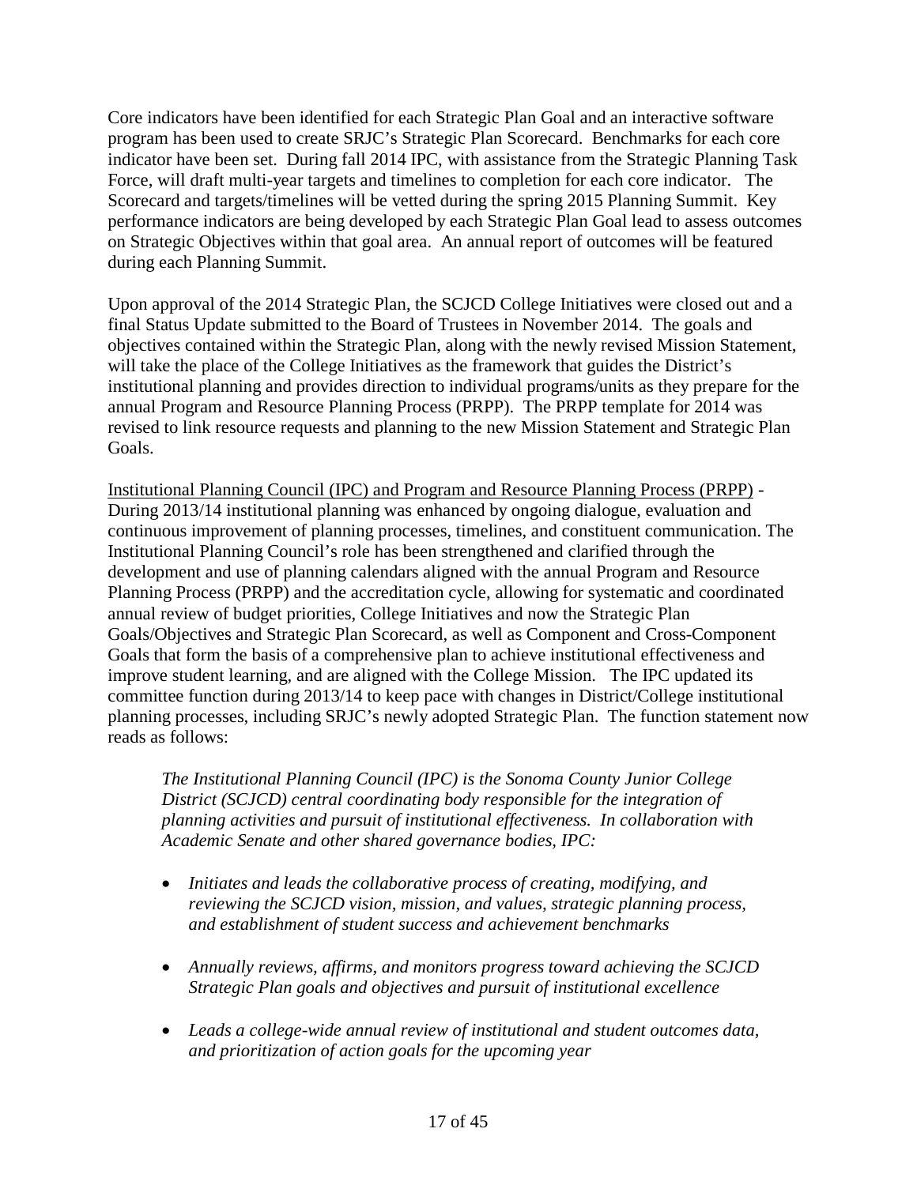Core indicators have been identified for each Strategic Plan Goal and an interactive software program has been used to create SRJC's Strategic Plan Scorecard. Benchmarks for each core indicator have been set. During fall 2014 IPC, with assistance from the Strategic Planning Task Force, will draft multi-year targets and timelines to completion for each core indicator. The Scorecard and targets/timelines will be vetted during the spring 2015 Planning Summit. Key performance indicators are being developed by each Strategic Plan Goal lead to assess outcomes on Strategic Objectives within that goal area. An annual report of outcomes will be featured during each Planning Summit.

Upon approval of the 2014 Strategic Plan, the SCJCD College Initiatives were closed out and a final Status Update submitted to the Board of Trustees in November 2014. The goals and objectives contained within the Strategic Plan, along with the newly revised Mission Statement, will take the place of the College Initiatives as the framework that guides the District's institutional planning and provides direction to individual programs/units as they prepare for the annual Program and Resource Planning Process (PRPP). The PRPP template for 2014 was revised to link resource requests and planning to the new Mission Statement and Strategic Plan Goals.

<u>Institutional Planning Council (IPC) and Program and Resource Planning Process (PRPP)</u> - During 2013/14 institutional planning was enhanced by ongoing dialogue, evaluation and continuous improvement of planning processes, timelines, and constituent communication. The Institutional Planning Council's role has been strengthened and clarified through the development and use of planning calendars aligned with the annual Program and Resource Planning Process (PRPP) and the accreditation cycle, allowing for systematic and coordinated annual review of budget priorities, College Initiatives and now the Strategic Plan Goals/Objectives and Strategic Plan Scorecard, as well as Component and Cross-Component Goals that form the basis of a comprehensive plan to achieve institutional effectiveness and improve student learning, and are aligned with the College Mission. The IPC updated its committee function during 2013/14 to keep pace with changes in District/College institutional planning processes, including SRJC's newly adopted Strategic Plan. The function statement now reads as follows:

> *The Institutional Planning Council (IPC) is the Sonoma County Junior College District (SCJCD) central coordinating body responsible for the integration of planning activities and pursuit of institutional effectiveness. In collaboration with Academic Senate and other shared governance bodies, IPC:*
>
> - *Initiates and leads the collaborative process of creating, modifying, and reviewing the SCJCD vision, mission, and values, strategic planning process, and establishment of student success and achievement benchmarks*
> - *Annually reviews, affirms, and monitors progress toward achieving the SCJCD Strategic Plan goals and objectives and pursuit of institutional excellence*
> - *Leads a college-wide annual review of institutional and student outcomes data, and prioritization of action goals for the upcoming year*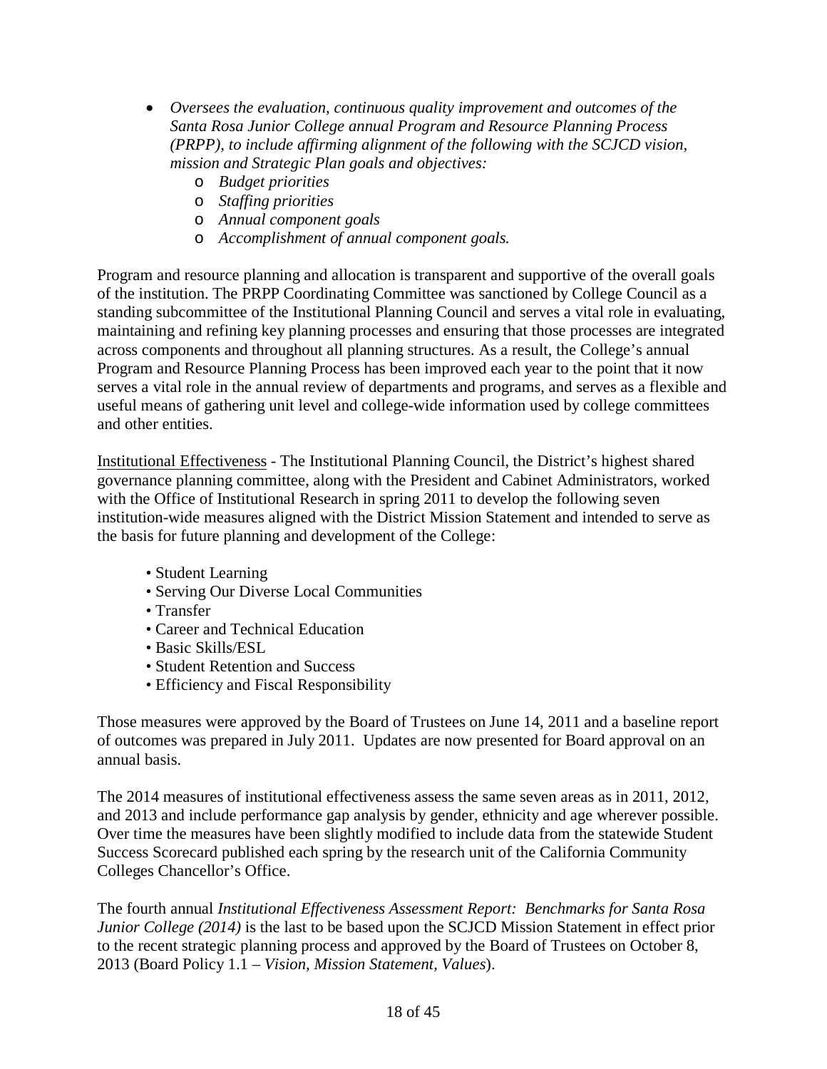- *Oversees the evaluation, continuous quality improvement and outcomes of the Santa Rosa Junior College annual Program and Resource Planning Process (PRPP), to include affirming alignment of the following with the SCJCD vision, mission and Strategic Plan goals and objectives:*
    - *Budget priorities*
    - *Staffing priorities*
    - *Annual component goals*
    - *Accomplishment of annual component goals.*

Program and resource planning and allocation is transparent and supportive of the overall goals of the institution. The PRPP Coordinating Committee was sanctioned by College Council as a standing subcommittee of the Institutional Planning Council and serves a vital role in evaluating, maintaining and refining key planning processes and ensuring that those processes are integrated across components and throughout all planning structures. As a result, the College's annual Program and Resource Planning Process has been improved each year to the point that it now serves a vital role in the annual review of departments and programs, and serves as a flexible and useful means of gathering unit level and college-wide information used by college committees and other entities.

<u>Institutional Effectiveness</u> - The Institutional Planning Council, the District's highest shared governance planning committee, along with the President and Cabinet Administrators, worked with the Office of Institutional Research in spring 2011 to develop the following seven institution-wide measures aligned with the District Mission Statement and intended to serve as the basis for future planning and development of the College:

- Student Learning
- Serving Our Diverse Local Communities
- Transfer
- Career and Technical Education
- Basic Skills/ESL
- Student Retention and Success
- Efficiency and Fiscal Responsibility

Those measures were approved by the Board of Trustees on June 14, 2011 and a baseline report of outcomes was prepared in July 2011. Updates are now presented for Board approval on an annual basis.

The 2014 measures of institutional effectiveness assess the same seven areas as in 2011, 2012, and 2013 and include performance gap analysis by gender, ethnicity and age wherever possible. Over time the measures have been slightly modified to include data from the statewide Student Success Scorecard published each spring by the research unit of the California Community Colleges Chancellor's Office.

The fourth annual *Institutional Effectiveness Assessment Report: Benchmarks for Santa Rosa Junior College (2014)* is the last to be based upon the SCJCD Mission Statement in effect prior to the recent strategic planning process and approved by the Board of Trustees on October 8, 2013 (Board Policy 1.1 – *Vision, Mission Statement, Values*).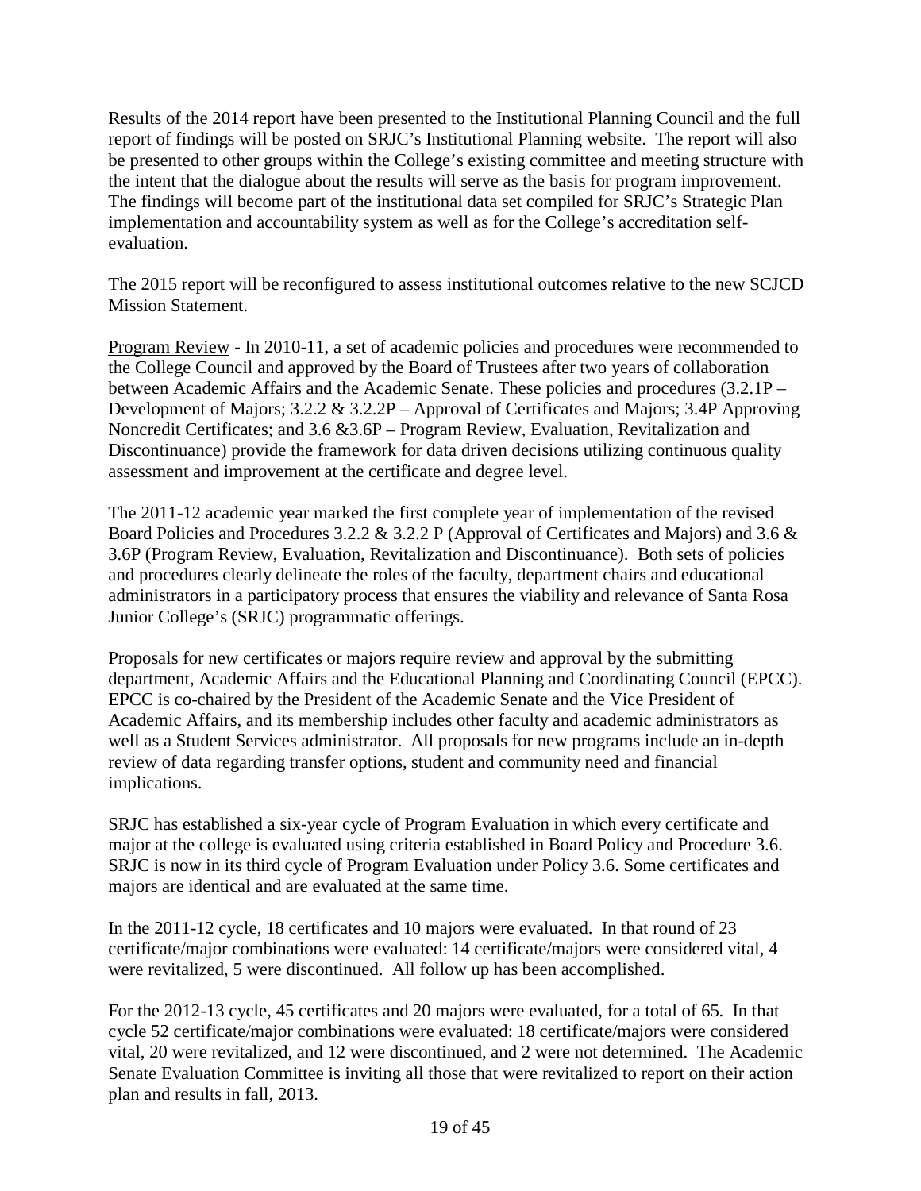Results of the 2014 report have been presented to the Institutional Planning Council and the full report of findings will be posted on SRJC's Institutional Planning website. The report will also be presented to other groups within the College's existing committee and meeting structure with the intent that the dialogue about the results will serve as the basis for program improvement. The findings will become part of the institutional data set compiled for SRJC's Strategic Plan implementation and accountability system as well as for the College's accreditation self-evaluation.

The 2015 report will be reconfigured to assess institutional outcomes relative to the new SCJCD Mission Statement.

<u>Program Review</u> - In 2010-11, a set of academic policies and procedures were recommended to the College Council and approved by the Board of Trustees after two years of collaboration between Academic Affairs and the Academic Senate. These policies and procedures (3.2.1P – Development of Majors; 3.2.2 & 3.2.2P – Approval of Certificates and Majors; 3.4P Approving Noncredit Certificates; and 3.6 &3.6P – Program Review, Evaluation, Revitalization and Discontinuance) provide the framework for data driven decisions utilizing continuous quality assessment and improvement at the certificate and degree level.

The 2011-12 academic year marked the first complete year of implementation of the revised Board Policies and Procedures 3.2.2 & 3.2.2 P (Approval of Certificates and Majors) and 3.6 & 3.6P (Program Review, Evaluation, Revitalization and Discontinuance). Both sets of policies and procedures clearly delineate the roles of the faculty, department chairs and educational administrators in a participatory process that ensures the viability and relevance of Santa Rosa Junior College's (SRJC) programmatic offerings.

Proposals for new certificates or majors require review and approval by the submitting department, Academic Affairs and the Educational Planning and Coordinating Council (EPCC). EPCC is co-chaired by the President of the Academic Senate and the Vice President of Academic Affairs, and its membership includes other faculty and academic administrators as well as a Student Services administrator. All proposals for new programs include an in-depth review of data regarding transfer options, student and community need and financial implications.

SRJC has established a six-year cycle of Program Evaluation in which every certificate and major at the college is evaluated using criteria established in Board Policy and Procedure 3.6. SRJC is now in its third cycle of Program Evaluation under Policy 3.6. Some certificates and majors are identical and are evaluated at the same time.

In the 2011-12 cycle, 18 certificates and 10 majors were evaluated. In that round of 23 certificate/major combinations were evaluated: 14 certificate/majors were considered vital, 4 were revitalized, 5 were discontinued. All follow up has been accomplished.

For the 2012-13 cycle, 45 certificates and 20 majors were evaluated, for a total of 65. In that cycle 52 certificate/major combinations were evaluated: 18 certificate/majors were considered vital, 20 were revitalized, and 12 were discontinued, and 2 were not determined. The Academic Senate Evaluation Committee is inviting all those that were revitalized to report on their action plan and results in fall, 2013.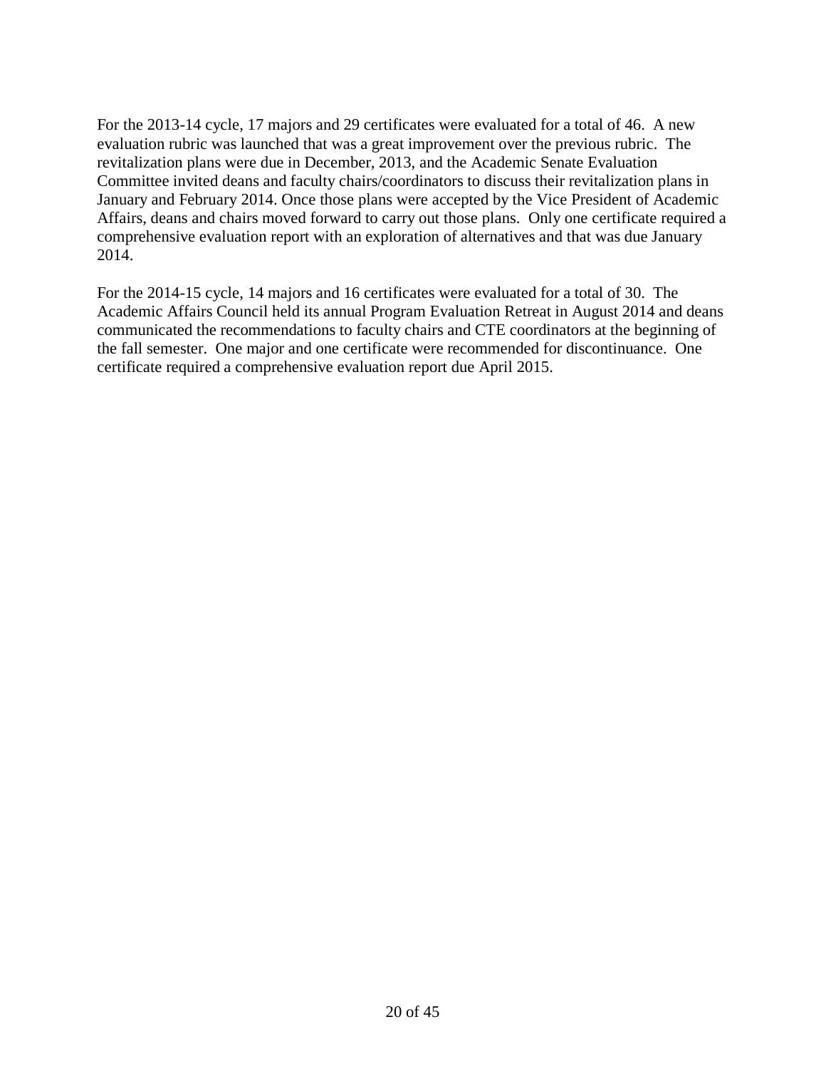For the 2013-14 cycle, 17 majors and 29 certificates were evaluated for a total of 46. A new evaluation rubric was launched that was a great improvement over the previous rubric. The revitalization plans were due in December, 2013, and the Academic Senate Evaluation Committee invited deans and faculty chairs/coordinators to discuss their revitalization plans in January and February 2014. Once those plans were accepted by the Vice President of Academic Affairs, deans and chairs moved forward to carry out those plans. Only one certificate required a comprehensive evaluation report with an exploration of alternatives and that was due January 2014.

For the 2014-15 cycle, 14 majors and 16 certificates were evaluated for a total of 30. The Academic Affairs Council held its annual Program Evaluation Retreat in August 2014 and deans communicated the recommendations to faculty chairs and CTE coordinators at the beginning of the fall semester. One major and one certificate were recommended for discontinuance. One certificate required a comprehensive evaluation report due April 2015.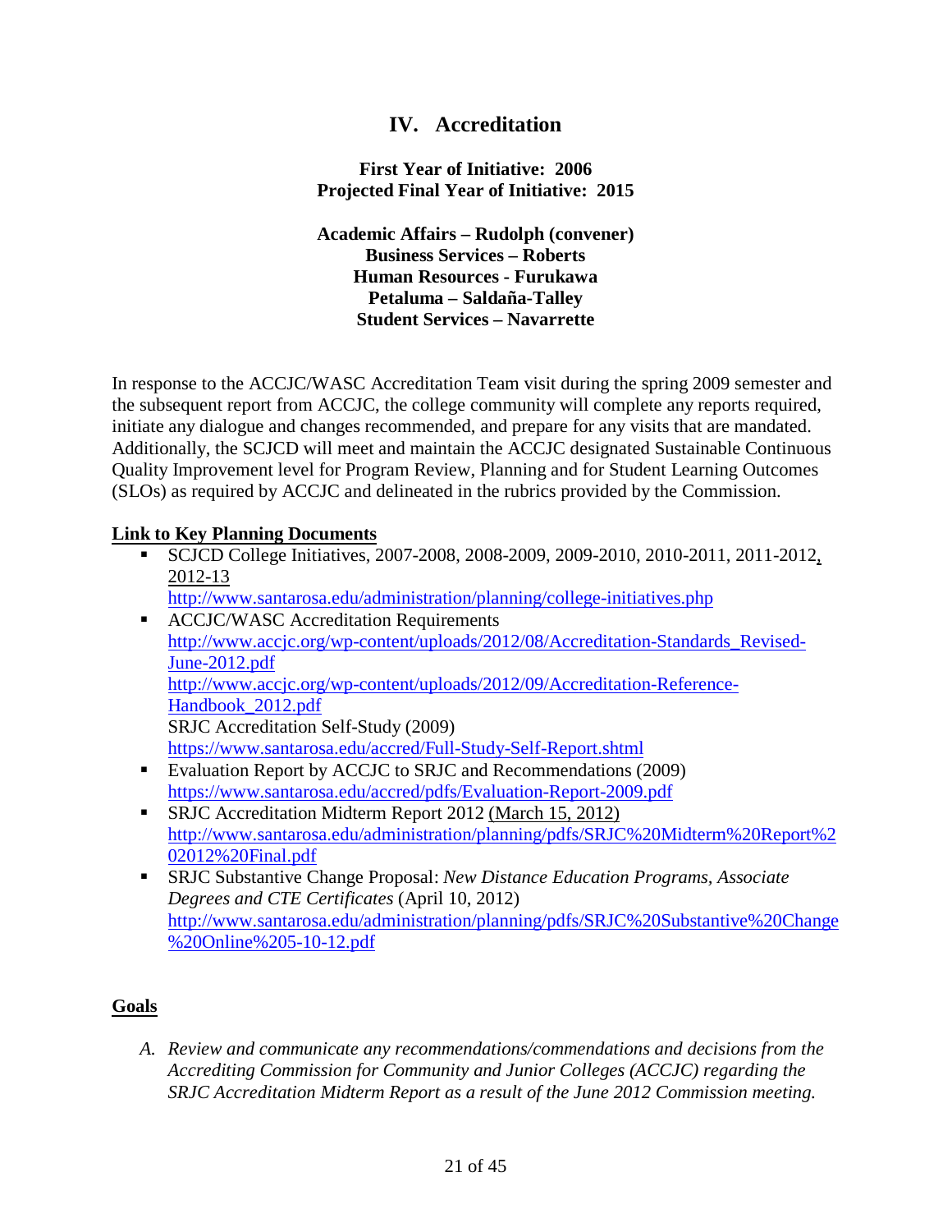# IV. Accreditation

**First Year of Initiative: 2006**
**Projected Final Year of Initiative: 2015**

**Academic Affairs – Rudolph (convener)**
**Business Services – Roberts**
**Human Resources - Furukawa**
**Petaluma – Saldaña-Talley**
**Student Services – Navarrette**

In response to the ACCJC/WASC Accreditation Team visit during the spring 2009 semester and the subsequent report from ACCJC, the college community will complete any reports required, initiate any dialogue and changes recommended, and prepare for any visits that are mandated. Additionally, the SCJCD will meet and maintain the ACCJC designated Sustainable Continuous Quality Improvement level for Program Review, Planning and for Student Learning Outcomes (SLOs) as required by ACCJC and delineated in the rubrics provided by the Commission.

**Link to Key Planning Documents**

- SCJCD College Initiatives, 2007-2008, 2008-2009, 2009-2010, 2010-2011, 2011-2012, 2012-13
  http://www.santarosa.edu/administration/planning/college-initiatives.php
- ACCJC/WASC Accreditation Requirements
  http://www.accjc.org/wp-content/uploads/2012/08/Accreditation-Standards_Revised-June-2012.pdf
  http://www.accjc.org/wp-content/uploads/2012/09/Accreditation-Reference-Handbook_2012.pdf
  SRJC Accreditation Self-Study (2009)
  https://www.santarosa.edu/accred/Full-Study-Self-Report.shtml
- Evaluation Report by ACCJC to SRJC and Recommendations (2009)
  https://www.santarosa.edu/accred/pdfs/Evaluation-Report-2009.pdf
- SRJC Accreditation Midterm Report 2012 (March 15, 2012)
  http://www.santarosa.edu/administration/planning/pdfs/SRJC%20Midterm%20Report%202012%20Final.pdf
- SRJC Substantive Change Proposal: *New Distance Education Programs, Associate Degrees and CTE Certificates* (April 10, 2012)
  http://www.santarosa.edu/administration/planning/pdfs/SRJC%20Substantive%20Change%20Online%205-10-12.pdf

**Goals**

A. *Review and communicate any recommendations/commendations and decisions from the Accrediting Commission for Community and Junior Colleges (ACCJC) regarding the SRJC Accreditation Midterm Report as a result of the June 2012 Commission meeting.*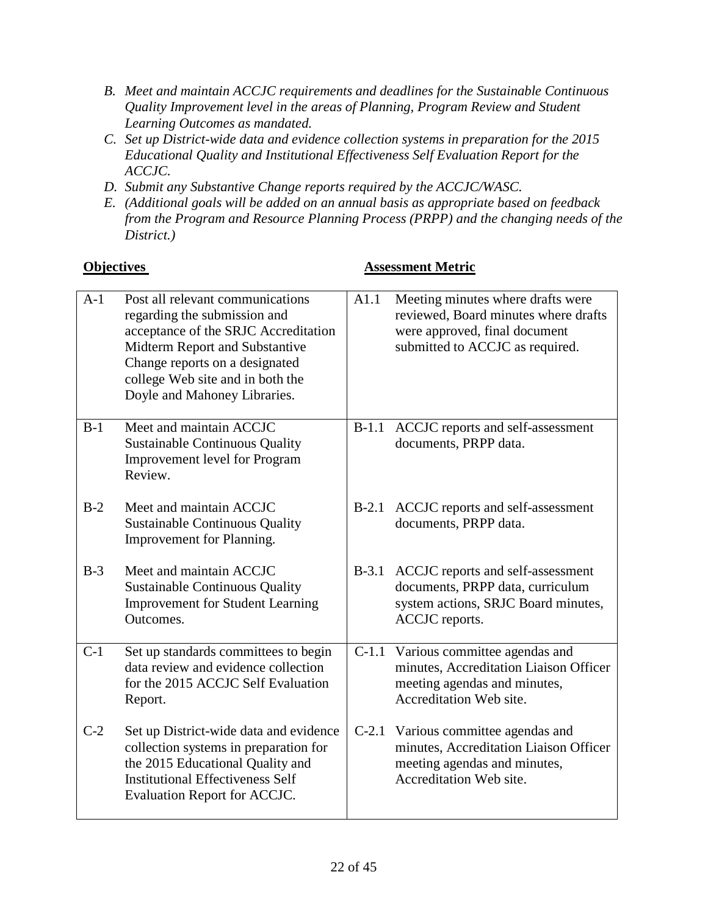*B. Meet and maintain ACCJC requirements and deadlines for the Sustainable Continuous Quality Improvement level in the areas of Planning, Program Review and Student Learning Outcomes as mandated.*

*C. Set up District-wide data and evidence collection systems in preparation for the 2015 Educational Quality and Institutional Effectiveness Self Evaluation Report for the ACCJC.*

*D. Submit any Substantive Change reports required by the ACCJC/WASC.*

*E. (Additional goals will be added on an annual basis as appropriate based on feedback from the Program and Resource Planning Process (PRPP) and the changing needs of the District.)*

| | **Objectives** | | **Assessment Metric** |
|---|---|---|---|
| A-1 | Post all relevant communications regarding the submission and acceptance of the SRJC Accreditation Midterm Report and Substantive Change reports on a designated college Web site and in both the Doyle and Mahoney Libraries. | A1.1 | Meeting minutes where drafts were reviewed, Board minutes where drafts were approved, final document submitted to ACCJC as required. |
| B-1 | Meet and maintain ACCJC Sustainable Continuous Quality Improvement level for Program Review. | B-1.1 | ACCJC reports and self-assessment documents, PRPP data. |
| B-2 | Meet and maintain ACCJC Sustainable Continuous Quality Improvement for Planning. | B-2.1 | ACCJC reports and self-assessment documents, PRPP data. |
| B-3 | Meet and maintain ACCJC Sustainable Continuous Quality Improvement for Student Learning Outcomes. | B-3.1 | ACCJC reports and self-assessment documents, PRPP data, curriculum system actions, SRJC Board minutes, ACCJC reports. |
| C-1 | Set up standards committees to begin data review and evidence collection for the 2015 ACCJC Self Evaluation Report. | C-1.1 | Various committee agendas and minutes, Accreditation Liaison Officer meeting agendas and minutes, Accreditation Web site. |
| C-2 | Set up District-wide data and evidence collection systems in preparation for the 2015 Educational Quality and Institutional Effectiveness Self Evaluation Report for ACCJC. | C-2.1 | Various committee agendas and minutes, Accreditation Liaison Officer meeting agendas and minutes, Accreditation Web site. |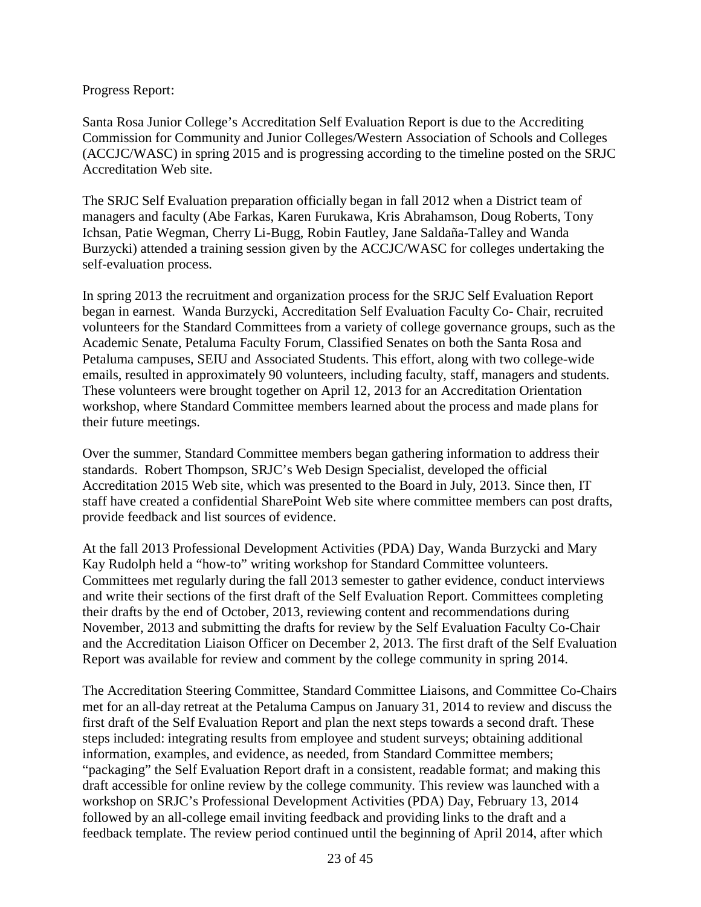Progress Report:

Santa Rosa Junior College's Accreditation Self Evaluation Report is due to the Accrediting Commission for Community and Junior Colleges/Western Association of Schools and Colleges (ACCJC/WASC) in spring 2015 and is progressing according to the timeline posted on the SRJC Accreditation Web site.

The SRJC Self Evaluation preparation officially began in fall 2012 when a District team of managers and faculty (Abe Farkas, Karen Furukawa, Kris Abrahamson, Doug Roberts, Tony Ichsan, Patie Wegman, Cherry Li-Bugg, Robin Fautley, Jane Saldaña-Talley and Wanda Burzycki) attended a training session given by the ACCJC/WASC for colleges undertaking the self-evaluation process.

In spring 2013 the recruitment and organization process for the SRJC Self Evaluation Report began in earnest. Wanda Burzycki, Accreditation Self Evaluation Faculty Co- Chair, recruited volunteers for the Standard Committees from a variety of college governance groups, such as the Academic Senate, Petaluma Faculty Forum, Classified Senates on both the Santa Rosa and Petaluma campuses, SEIU and Associated Students. This effort, along with two college-wide emails, resulted in approximately 90 volunteers, including faculty, staff, managers and students. These volunteers were brought together on April 12, 2013 for an Accreditation Orientation workshop, where Standard Committee members learned about the process and made plans for their future meetings.

Over the summer, Standard Committee members began gathering information to address their standards. Robert Thompson, SRJC's Web Design Specialist, developed the official Accreditation 2015 Web site, which was presented to the Board in July, 2013. Since then, IT staff have created a confidential SharePoint Web site where committee members can post drafts, provide feedback and list sources of evidence.

At the fall 2013 Professional Development Activities (PDA) Day, Wanda Burzycki and Mary Kay Rudolph held a "how-to" writing workshop for Standard Committee volunteers. Committees met regularly during the fall 2013 semester to gather evidence, conduct interviews and write their sections of the first draft of the Self Evaluation Report. Committees completing their drafts by the end of October, 2013, reviewing content and recommendations during November, 2013 and submitting the drafts for review by the Self Evaluation Faculty Co-Chair and the Accreditation Liaison Officer on December 2, 2013. The first draft of the Self Evaluation Report was available for review and comment by the college community in spring 2014.

The Accreditation Steering Committee, Standard Committee Liaisons, and Committee Co-Chairs met for an all-day retreat at the Petaluma Campus on January 31, 2014 to review and discuss the first draft of the Self Evaluation Report and plan the next steps towards a second draft. These steps included: integrating results from employee and student surveys; obtaining additional information, examples, and evidence, as needed, from Standard Committee members; "packaging" the Self Evaluation Report draft in a consistent, readable format; and making this draft accessible for online review by the college community. This review was launched with a workshop on SRJC's Professional Development Activities (PDA) Day, February 13, 2014 followed by an all-college email inviting feedback and providing links to the draft and a feedback template. The review period continued until the beginning of April 2014, after which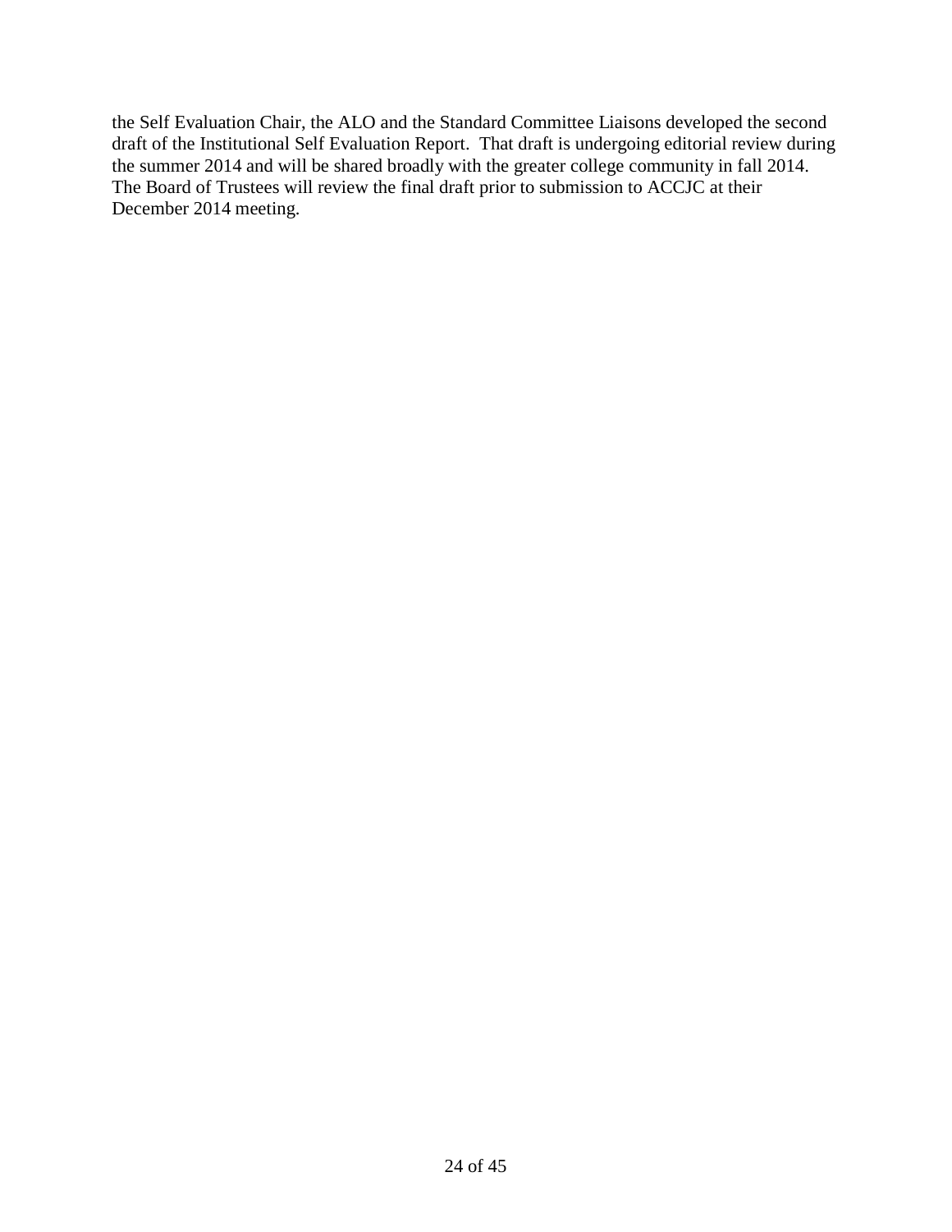the Self Evaluation Chair, the ALO and the Standard Committee Liaisons developed the second draft of the Institutional Self Evaluation Report. That draft is undergoing editorial review during the summer 2014 and will be shared broadly with the greater college community in fall 2014. The Board of Trustees will review the final draft prior to submission to ACCJC at their December 2014 meeting.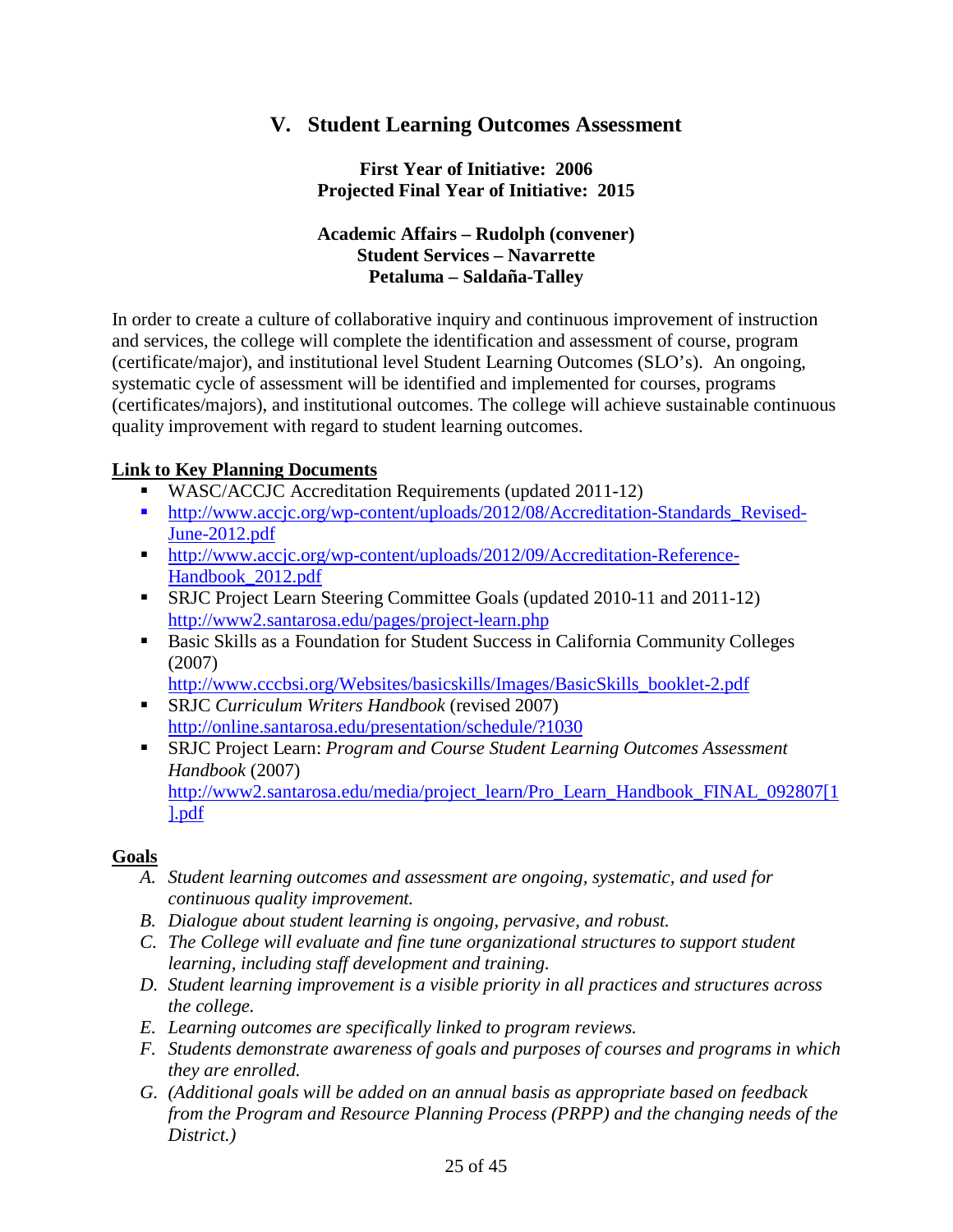## V. Student Learning Outcomes Assessment

**First Year of Initiative: 2006**
**Projected Final Year of Initiative: 2015**

**Academic Affairs – Rudolph (convener)**
**Student Services – Navarrette**
**Petaluma – Saldaña-Talley**

In order to create a culture of collaborative inquiry and continuous improvement of instruction and services, the college will complete the identification and assessment of course, program (certificate/major), and institutional level Student Learning Outcomes (SLO's). An ongoing, systematic cycle of assessment will be identified and implemented for courses, programs (certificates/majors), and institutional outcomes. The college will achieve sustainable continuous quality improvement with regard to student learning outcomes.

**Link to Key Planning Documents**

- WASC/ACCJC Accreditation Requirements (updated 2011-12)
- http://www.accjc.org/wp-content/uploads/2012/08/Accreditation-Standards_Revised-June-2012.pdf
- http://www.accjc.org/wp-content/uploads/2012/09/Accreditation-Reference-Handbook_2012.pdf
- SRJC Project Learn Steering Committee Goals (updated 2010-11 and 2011-12) http://www2.santarosa.edu/pages/project-learn.php
- Basic Skills as a Foundation for Student Success in California Community Colleges (2007) http://www.cccbsi.org/Websites/basicskills/Images/BasicSkills_booklet-2.pdf
- SRJC *Curriculum Writers Handbook* (revised 2007) http://online.santarosa.edu/presentation/schedule/?1030
- SRJC Project Learn: *Program and Course Student Learning Outcomes Assessment Handbook* (2007) http://www2.santarosa.edu/media/project_learn/Pro_Learn_Handbook_FINAL_092807[1].pdf

**Goals**

A. *Student learning outcomes and assessment are ongoing, systematic, and used for continuous quality improvement.*
B. *Dialogue about student learning is ongoing, pervasive, and robust.*
C. *The College will evaluate and fine tune organizational structures to support student learning, including staff development and training.*
D. *Student learning improvement is a visible priority in all practices and structures across the college.*
E. *Learning outcomes are specifically linked to program reviews.*
F. *Students demonstrate awareness of goals and purposes of courses and programs in which they are enrolled.*
G. *(Additional goals will be added on an annual basis as appropriate based on feedback from the Program and Resource Planning Process (PRPP) and the changing needs of the District.)*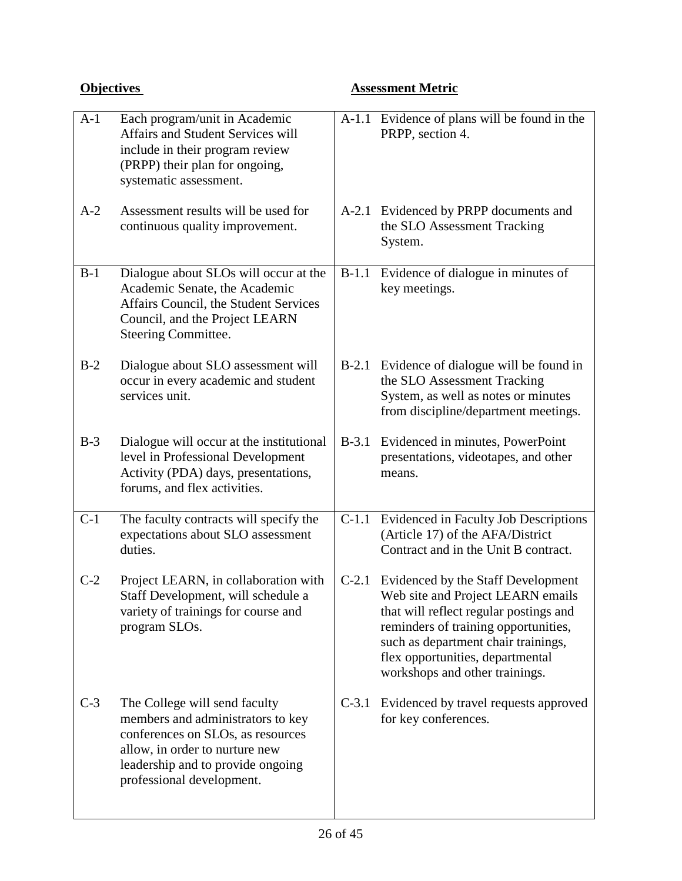| **Objectives** | | **Assessment Metric** | |
|---|---|---|---|
| A-1 | Each program/unit in Academic Affairs and Student Services will include in their program review (PRPP) their plan for ongoing, systematic assessment. | A-1.1 | Evidence of plans will be found in the PRPP, section 4. |
| A-2 | Assessment results will be used for continuous quality improvement. | A-2.1 | Evidenced by PRPP documents and the SLO Assessment Tracking System. |
| B-1 | Dialogue about SLOs will occur at the Academic Senate, the Academic Affairs Council, the Student Services Council, and the Project LEARN Steering Committee. | B-1.1 | Evidence of dialogue in minutes of key meetings. |
| B-2 | Dialogue about SLO assessment will occur in every academic and student services unit. | B-2.1 | Evidence of dialogue will be found in the SLO Assessment Tracking System, as well as notes or minutes from discipline/department meetings. |
| B-3 | Dialogue will occur at the institutional level in Professional Development Activity (PDA) days, presentations, forums, and flex activities. | B-3.1 | Evidenced in minutes, PowerPoint presentations, videotapes, and other means. |
| C-1 | The faculty contracts will specify the expectations about SLO assessment duties. | C-1.1 | Evidenced in Faculty Job Descriptions (Article 17) of the AFA/District Contract and in the Unit B contract. |
| C-2 | Project LEARN, in collaboration with Staff Development, will schedule a variety of trainings for course and program SLOs. | C-2.1 | Evidenced by the Staff Development Web site and Project LEARN emails that will reflect regular postings and reminders of training opportunities, such as department chair trainings, flex opportunities, departmental workshops and other trainings. |
| C-3 | The College will send faculty members and administrators to key conferences on SLOs, as resources allow, in order to nurture new leadership and to provide ongoing professional development. | C-3.1 | Evidenced by travel requests approved for key conferences. |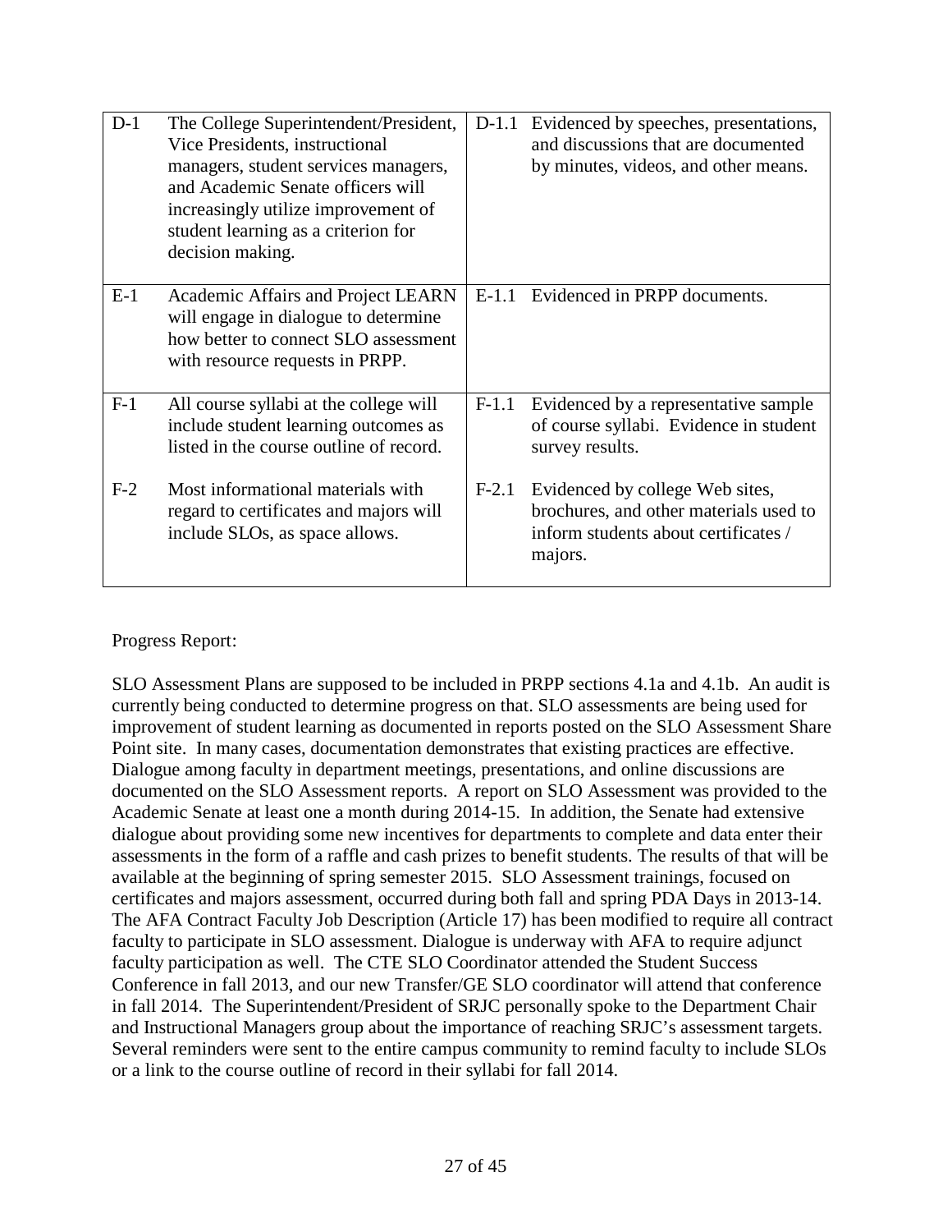| | | | |
|---|---|---|---|
| D-1 | The College Superintendent/President, Vice Presidents, instructional managers, student services managers, and Academic Senate officers will increasingly utilize improvement of student learning as a criterion for decision making. | D-1.1 | Evidenced by speeches, presentations, and discussions that are documented by minutes, videos, and other means. |
| E-1 | Academic Affairs and Project LEARN will engage in dialogue to determine how better to connect SLO assessment with resource requests in PRPP. | E-1.1 | Evidenced in PRPP documents. |
| F-1 | All course syllabi at the college will include student learning outcomes as listed in the course outline of record. | F-1.1 | Evidenced by a representative sample of course syllabi. Evidence in student survey results. |
| F-2 | Most informational materials with regard to certificates and majors will include SLOs, as space allows. | F-2.1 | Evidenced by college Web sites, brochures, and other materials used to inform students about certificates / majors. |

Progress Report:

SLO Assessment Plans are supposed to be included in PRPP sections 4.1a and 4.1b. An audit is currently being conducted to determine progress on that. SLO assessments are being used for improvement of student learning as documented in reports posted on the SLO Assessment Share Point site. In many cases, documentation demonstrates that existing practices are effective. Dialogue among faculty in department meetings, presentations, and online discussions are documented on the SLO Assessment reports. A report on SLO Assessment was provided to the Academic Senate at least one a month during 2014-15. In addition, the Senate had extensive dialogue about providing some new incentives for departments to complete and data enter their assessments in the form of a raffle and cash prizes to benefit students. The results of that will be available at the beginning of spring semester 2015. SLO Assessment trainings, focused on certificates and majors assessment, occurred during both fall and spring PDA Days in 2013-14. The AFA Contract Faculty Job Description (Article 17) has been modified to require all contract faculty to participate in SLO assessment. Dialogue is underway with AFA to require adjunct faculty participation as well. The CTE SLO Coordinator attended the Student Success Conference in fall 2013, and our new Transfer/GE SLO coordinator will attend that conference in fall 2014. The Superintendent/President of SRJC personally spoke to the Department Chair and Instructional Managers group about the importance of reaching SRJC's assessment targets. Several reminders were sent to the entire campus community to remind faculty to include SLOs or a link to the course outline of record in their syllabi for fall 2014.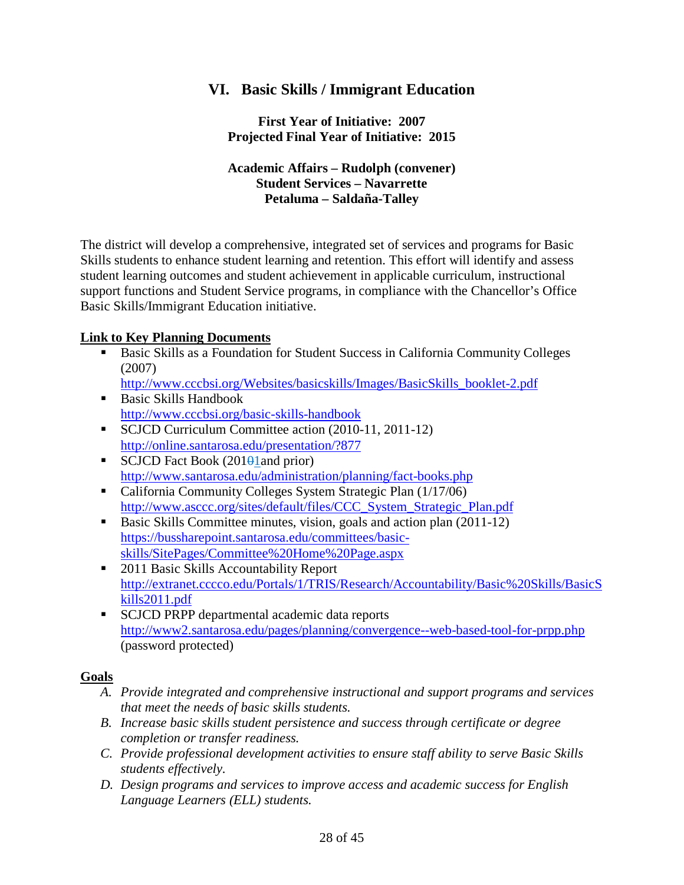## VI. Basic Skills / Immigrant Education

**First Year of Initiative: 2007**
**Projected Final Year of Initiative: 2015**

**Academic Affairs – Rudolph (convener)**
**Student Services – Navarrette**
**Petaluma – Saldaña-Talley**

The district will develop a comprehensive, integrated set of services and programs for Basic Skills students to enhance student learning and retention. This effort will identify and assess student learning outcomes and student achievement in applicable curriculum, instructional support functions and Student Service programs, in compliance with the Chancellor's Office Basic Skills/Immigrant Education initiative.

**Link to Key Planning Documents**

- Basic Skills as a Foundation for Student Success in California Community Colleges (2007) http://www.cccbsi.org/Websites/basicskills/Images/BasicSkills_booklet-2.pdf
- Basic Skills Handbook http://www.cccbsi.org/basic-skills-handbook
- SCJCD Curriculum Committee action (2010-11, 2011-12) http://online.santarosa.edu/presentation/?877
- SCJCD Fact Book (20101and prior) http://www.santarosa.edu/administration/planning/fact-books.php
- California Community Colleges System Strategic Plan (1/17/06) http://www.asccc.org/sites/default/files/CCC_System_Strategic_Plan.pdf
- Basic Skills Committee minutes, vision, goals and action plan (2011-12) https://bussharepoint.santarosa.edu/committees/basic-skills/SitePages/Committee%20Home%20Page.aspx
- 2011 Basic Skills Accountability Report http://extranet.cccco.edu/Portals/1/TRIS/Research/Accountability/Basic%20Skills/BasicSkills2011.pdf
- SCJCD PRPP departmental academic data reports http://www2.santarosa.edu/pages/planning/convergence--web-based-tool-for-prpp.php (password protected)

**Goals**

A. *Provide integrated and comprehensive instructional and support programs and services that meet the needs of basic skills students.*
B. *Increase basic skills student persistence and success through certificate or degree completion or transfer readiness.*
C. *Provide professional development activities to ensure staff ability to serve Basic Skills students effectively.*
D. *Design programs and services to improve access and academic success for English Language Learners (ELL) students.*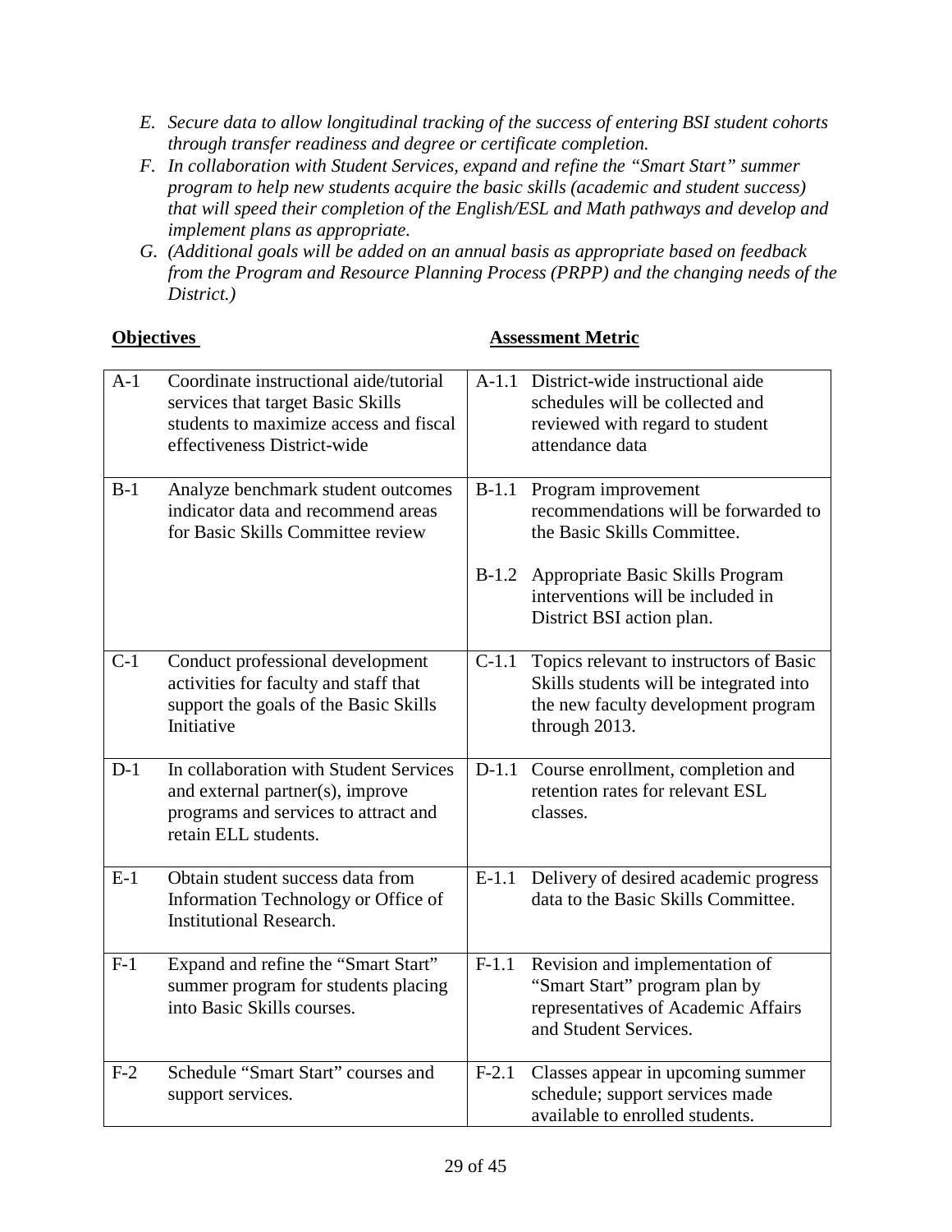*E. Secure data to allow longitudinal tracking of the success of entering BSI student cohorts through transfer readiness and degree or certificate completion.*

*F. In collaboration with Student Services, expand and refine the "Smart Start" summer program to help new students acquire the basic skills (academic and student success) that will speed their completion of the English/ESL and Math pathways and develop and implement plans as appropriate.*

*G. (Additional goals will be added on an annual basis as appropriate based on feedback from the Program and Resource Planning Process (PRPP) and the changing needs of the District.)*

| **Objectives** | | **Assessment Metric** | |
|---|---|---|---|
| A-1 | Coordinate instructional aide/tutorial services that target Basic Skills students to maximize access and fiscal effectiveness District-wide | A-1.1 | District-wide instructional aide schedules will be collected and reviewed with regard to student attendance data |
| B-1 | Analyze benchmark student outcomes indicator data and recommend areas for Basic Skills Committee review | B-1.1 | Program improvement recommendations will be forwarded to the Basic Skills Committee. |
| | | B-1.2 | Appropriate Basic Skills Program interventions will be included in District BSI action plan. |
| C-1 | Conduct professional development activities for faculty and staff that support the goals of the Basic Skills Initiative | C-1.1 | Topics relevant to instructors of Basic Skills students will be integrated into the new faculty development program through 2013. |
| D-1 | In collaboration with Student Services and external partner(s), improve programs and services to attract and retain ELL students. | D-1.1 | Course enrollment, completion and retention rates for relevant ESL classes. |
| E-1 | Obtain student success data from Information Technology or Office of Institutional Research. | E-1.1 | Delivery of desired academic progress data to the Basic Skills Committee. |
| F-1 | Expand and refine the "Smart Start" summer program for students placing into Basic Skills courses. | F-1.1 | Revision and implementation of "Smart Start" program plan by representatives of Academic Affairs and Student Services. |
| F-2 | Schedule "Smart Start" courses and support services. | F-2.1 | Classes appear in upcoming summer schedule; support services made available to enrolled students. |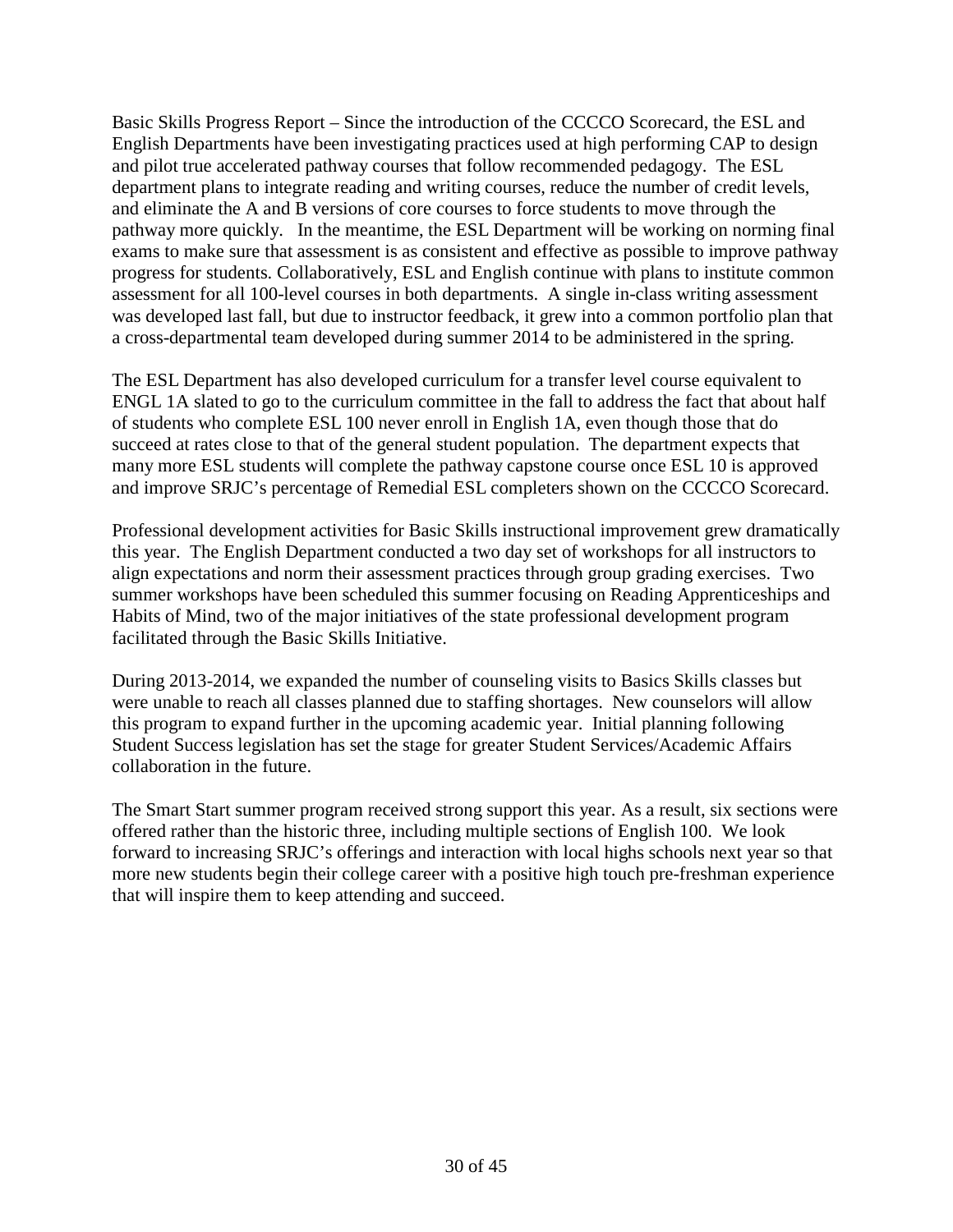Basic Skills Progress Report – Since the introduction of the CCCCO Scorecard, the ESL and English Departments have been investigating practices used at high performing CAP to design and pilot true accelerated pathway courses that follow recommended pedagogy. The ESL department plans to integrate reading and writing courses, reduce the number of credit levels, and eliminate the A and B versions of core courses to force students to move through the pathway more quickly. In the meantime, the ESL Department will be working on norming final exams to make sure that assessment is as consistent and effective as possible to improve pathway progress for students. Collaboratively, ESL and English continue with plans to institute common assessment for all 100-level courses in both departments. A single in-class writing assessment was developed last fall, but due to instructor feedback, it grew into a common portfolio plan that a cross-departmental team developed during summer 2014 to be administered in the spring.

The ESL Department has also developed curriculum for a transfer level course equivalent to ENGL 1A slated to go to the curriculum committee in the fall to address the fact that about half of students who complete ESL 100 never enroll in English 1A, even though those that do succeed at rates close to that of the general student population. The department expects that many more ESL students will complete the pathway capstone course once ESL 10 is approved and improve SRJC's percentage of Remedial ESL completers shown on the CCCCO Scorecard.

Professional development activities for Basic Skills instructional improvement grew dramatically this year. The English Department conducted a two day set of workshops for all instructors to align expectations and norm their assessment practices through group grading exercises. Two summer workshops have been scheduled this summer focusing on Reading Apprenticeships and Habits of Mind, two of the major initiatives of the state professional development program facilitated through the Basic Skills Initiative.

During 2013-2014, we expanded the number of counseling visits to Basics Skills classes but were unable to reach all classes planned due to staffing shortages. New counselors will allow this program to expand further in the upcoming academic year. Initial planning following Student Success legislation has set the stage for greater Student Services/Academic Affairs collaboration in the future.

The Smart Start summer program received strong support this year. As a result, six sections were offered rather than the historic three, including multiple sections of English 100. We look forward to increasing SRJC's offerings and interaction with local highs schools next year so that more new students begin their college career with a positive high touch pre-freshman experience that will inspire them to keep attending and succeed.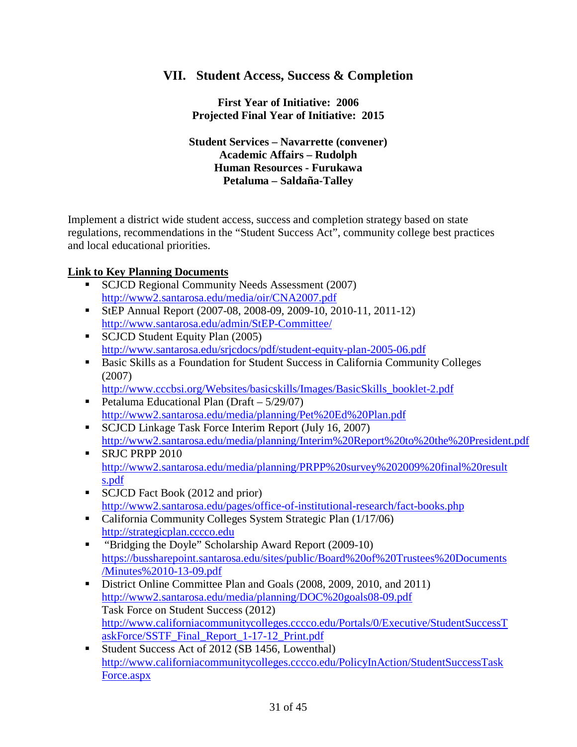# VII. Student Access, Success & Completion

**First Year of Initiative: 2006**
**Projected Final Year of Initiative: 2015**

**Student Services – Navarrette (convener)**
**Academic Affairs – Rudolph**
**Human Resources - Furukawa**
**Petaluma – Saldaña-Talley**

Implement a district wide student access, success and completion strategy based on state regulations, recommendations in the "Student Success Act", community college best practices and local educational priorities.

**Link to Key Planning Documents**

- SCJCD Regional Community Needs Assessment (2007)
  http://www2.santarosa.edu/media/oir/CNA2007.pdf
- StEP Annual Report (2007-08, 2008-09, 2009-10, 2010-11, 2011-12)
  http://www.santarosa.edu/admin/StEP-Committee/
- SCJCD Student Equity Plan (2005)
  http://www.santarosa.edu/srjcdocs/pdf/student-equity-plan-2005-06.pdf
- Basic Skills as a Foundation for Student Success in California Community Colleges (2007)
  http://www.cccbsi.org/Websites/basicskills/Images/BasicSkills_booklet-2.pdf
- Petaluma Educational Plan (Draft – 5/29/07)
  http://www2.santarosa.edu/media/planning/Pet%20Ed%20Plan.pdf
- SCJCD Linkage Task Force Interim Report (July 16, 2007)
  http://www2.santarosa.edu/media/planning/Interim%20Report%20to%20the%20President.pdf
- SRJC PRPP 2010
  http://www2.santarosa.edu/media/planning/PRPP%20survey%202009%20final%20results.pdf
- SCJCD Fact Book (2012 and prior)
  http://www2.santarosa.edu/pages/office-of-institutional-research/fact-books.php
- California Community Colleges System Strategic Plan (1/17/06)
  http://strategicplan.cccco.edu
- "Bridging the Doyle" Scholarship Award Report (2009-10)
  https://bussharepoint.santarosa.edu/sites/public/Board%20of%20Trustees%20Documents/Minutes%2010-13-09.pdf
- District Online Committee Plan and Goals (2008, 2009, 2010, and 2011)
  http://www2.santarosa.edu/media/planning/DOC%20goals08-09.pdf
  Task Force on Student Success (2012)
  http://www.californiacommunitycolleges.cccco.edu/Portals/0/Executive/StudentSuccessTaskForce/SSTF_Final_Report_1-17-12_Print.pdf
- Student Success Act of 2012 (SB 1456, Lowenthal)
  http://www.californiacommunitycolleges.cccco.edu/PolicyInAction/StudentSuccessTaskForce.aspx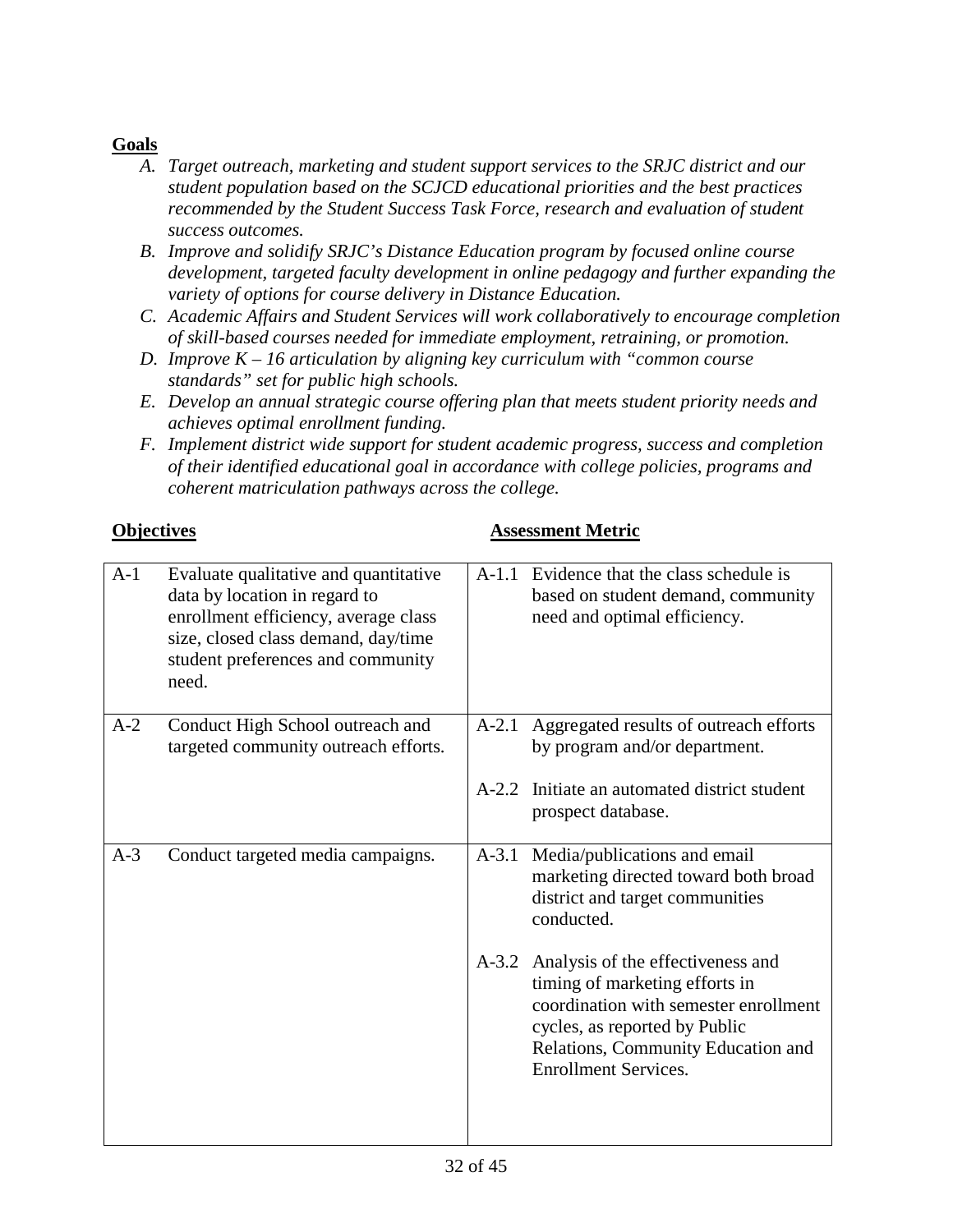**Goals**

A. *Target outreach, marketing and student support services to the SRJC district and our student population based on the SCJCD educational priorities and the best practices recommended by the Student Success Task Force, research and evaluation of student success outcomes.*
B. *Improve and solidify SRJC's Distance Education program by focused online course development, targeted faculty development in online pedagogy and further expanding the variety of options for course delivery in Distance Education.*
C. *Academic Affairs and Student Services will work collaboratively to encourage completion of skill-based courses needed for immediate employment, retraining, or promotion.*
D. *Improve K – 16 articulation by aligning key curriculum with "common course standards" set for public high schools.*
E. *Develop an annual strategic course offering plan that meets student priority needs and achieves optimal enrollment funding.*
F. *Implement district wide support for student academic progress, success and completion of their identified educational goal in accordance with college policies, programs and coherent matriculation pathways across the college.*

| **Objectives** | **Assessment Metric** |
|---|---|
| A-1 Evaluate qualitative and quantitative data by location in regard to enrollment efficiency, average class size, closed class demand, day/time student preferences and community need. | A-1.1 Evidence that the class schedule is based on student demand, community need and optimal efficiency. |
| A-2 Conduct High School outreach and targeted community outreach efforts. | A-2.1 Aggregated results of outreach efforts by program and/or department.<br><br>A-2.2 Initiate an automated district student prospect database. |
| A-3 Conduct targeted media campaigns. | A-3.1 Media/publications and email marketing directed toward both broad district and target communities conducted.<br><br>A-3.2 Analysis of the effectiveness and timing of marketing efforts in coordination with semester enrollment cycles, as reported by Public Relations, Community Education and Enrollment Services. |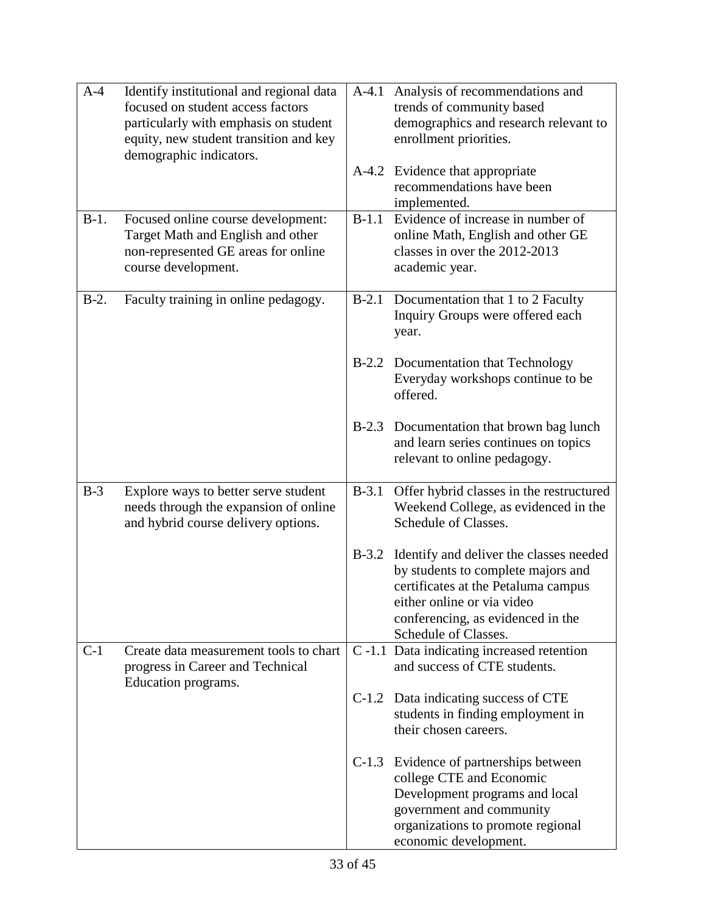| | | | |
|---|---|---|---|
| A-4 | Identify institutional and regional data focused on student access factors particularly with emphasis on student equity, new student transition and key demographic indicators. | A-4.1 | Analysis of recommendations and trends of community based demographics and research relevant to enrollment priorities. |
| | | A-4.2 | Evidence that appropriate recommendations have been implemented. |
| B-1. | Focused online course development: Target Math and English and other non-represented GE areas for online course development. | B-1.1 | Evidence of increase in number of online Math, English and other GE classes in over the 2012-2013 academic year. |
| B-2. | Faculty training in online pedagogy. | B-2.1 | Documentation that 1 to 2 Faculty Inquiry Groups were offered each year. |
| | | B-2.2 | Documentation that Technology Everyday workshops continue to be offered. |
| | | B-2.3 | Documentation that brown bag lunch and learn series continues on topics relevant to online pedagogy. |
| B-3 | Explore ways to better serve student needs through the expansion of online and hybrid course delivery options. | B-3.1 | Offer hybrid classes in the restructured Weekend College, as evidenced in the Schedule of Classes. |
| | | B-3.2 | Identify and deliver the classes needed by students to complete majors and certificates at the Petaluma campus either online or via video conferencing, as evidenced in the Schedule of Classes. |
| C-1 | Create data measurement tools to chart progress in Career and Technical Education programs. | C -1.1 | Data indicating increased retention and success of CTE students. |
| | | C-1.2 | Data indicating success of CTE students in finding employment in their chosen careers. |
| | | C-1.3 | Evidence of partnerships between college CTE and Economic Development programs and local government and community organizations to promote regional economic development. |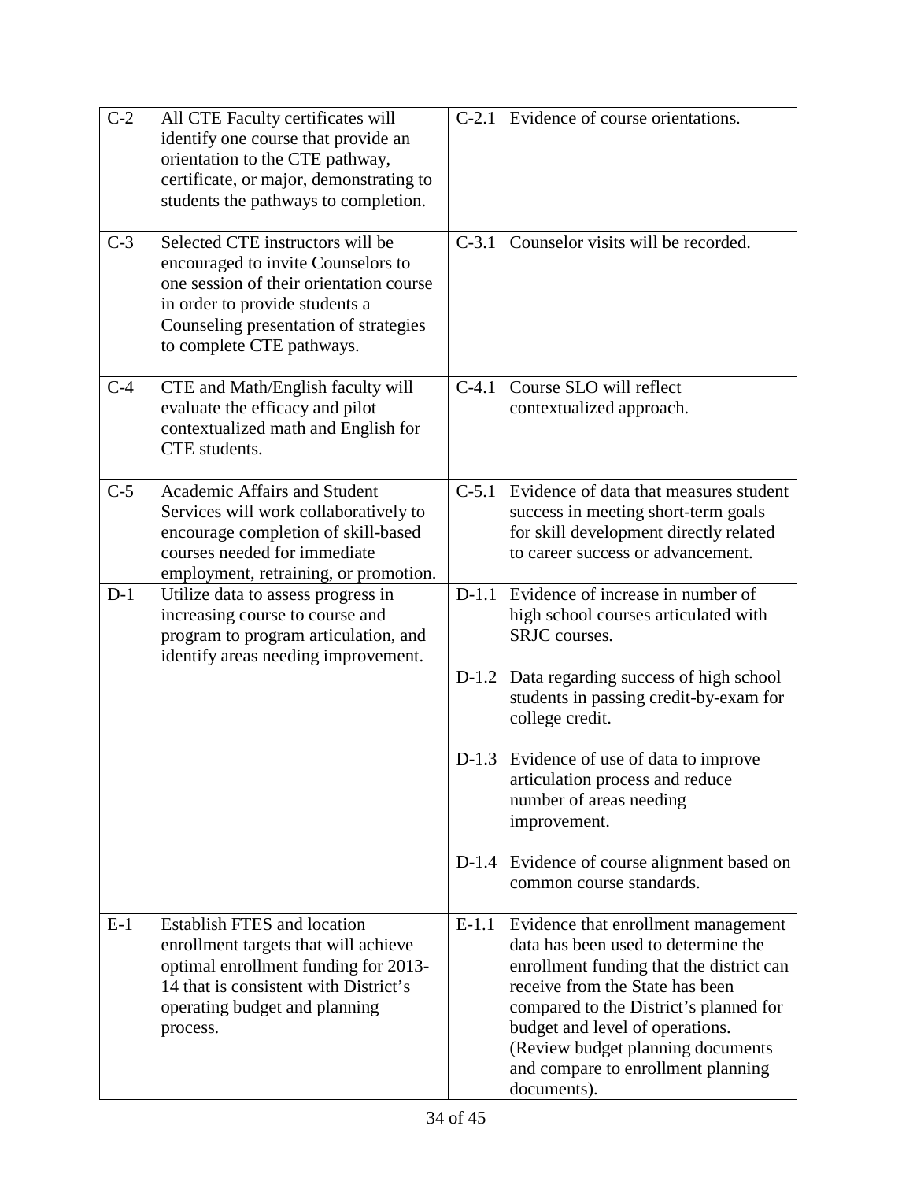| | | | |
|---|---|---|---|
| C-2 | All CTE Faculty certificates will identify one course that provide an orientation to the CTE pathway, certificate, or major, demonstrating to students the pathways to completion. | C-2.1 | Evidence of course orientations. |
| C-3 | Selected CTE instructors will be encouraged to invite Counselors to one session of their orientation course in order to provide students a Counseling presentation of strategies to complete CTE pathways. | C-3.1 | Counselor visits will be recorded. |
| C-4 | CTE and Math/English faculty will evaluate the efficacy and pilot contextualized math and English for CTE students. | C-4.1 | Course SLO will reflect contextualized approach. |
| C-5 | Academic Affairs and Student Services will work collaboratively to encourage completion of skill-based courses needed for immediate employment, retraining, or promotion. | C-5.1 | Evidence of data that measures student success in meeting short-term goals for skill development directly related to career success or advancement. |
| D-1 | Utilize data to assess progress in increasing course to course and program to program articulation, and identify areas needing improvement. | D-1.1 | Evidence of increase in number of high school courses articulated with SRJC courses. |
| | | D-1.2 | Data regarding success of high school students in passing credit-by-exam for college credit. |
| | | D-1.3 | Evidence of use of data to improve articulation process and reduce number of areas needing improvement. |
| | | D-1.4 | Evidence of course alignment based on common course standards. |
| E-1 | Establish FTES and location enrollment targets that will achieve optimal enrollment funding for 2013-14 that is consistent with District's operating budget and planning process. | E-1.1 | Evidence that enrollment management data has been used to determine the enrollment funding that the district can receive from the State has been compared to the District's planned for budget and level of operations. (Review budget planning documents and compare to enrollment planning documents). |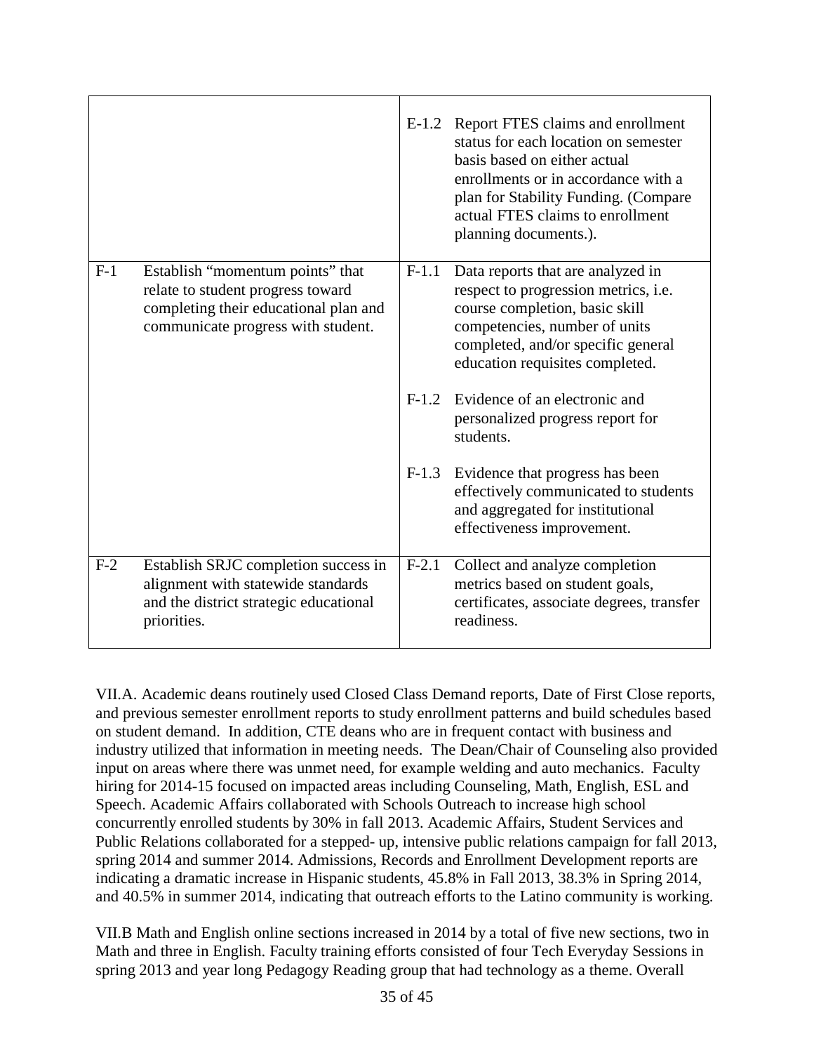| | | | |
|---|---|---|---|
| | | E-1.2 | Report FTES claims and enrollment status for each location on semester basis based on either actual enrollments or in accordance with a plan for Stability Funding. (Compare actual FTES claims to enrollment planning documents.). |
| F-1 | Establish "momentum points" that relate to student progress toward completing their educational plan and communicate progress with student. | F-1.1 | Data reports that are analyzed in respect to progression metrics, i.e. course completion, basic skill competencies, number of units completed, and/or specific general education requisites completed. |
| | | F-1.2 | Evidence of an electronic and personalized progress report for students. |
| | | F-1.3 | Evidence that progress has been effectively communicated to students and aggregated for institutional effectiveness improvement. |
| F-2 | Establish SRJC completion success in alignment with statewide standards and the district strategic educational priorities. | F-2.1 | Collect and analyze completion metrics based on student goals, certificates, associate degrees, transfer readiness. |

VII.A. Academic deans routinely used Closed Class Demand reports, Date of First Close reports, and previous semester enrollment reports to study enrollment patterns and build schedules based on student demand. In addition, CTE deans who are in frequent contact with business and industry utilized that information in meeting needs. The Dean/Chair of Counseling also provided input on areas where there was unmet need, for example welding and auto mechanics. Faculty hiring for 2014-15 focused on impacted areas including Counseling, Math, English, ESL and Speech. Academic Affairs collaborated with Schools Outreach to increase high school concurrently enrolled students by 30% in fall 2013. Academic Affairs, Student Services and Public Relations collaborated for a stepped- up, intensive public relations campaign for fall 2013, spring 2014 and summer 2014. Admissions, Records and Enrollment Development reports are indicating a dramatic increase in Hispanic students, 45.8% in Fall 2013, 38.3% in Spring 2014, and 40.5% in summer 2014, indicating that outreach efforts to the Latino community is working.

VII.B Math and English online sections increased in 2014 by a total of five new sections, two in Math and three in English. Faculty training efforts consisted of four Tech Everyday Sessions in spring 2013 and year long Pedagogy Reading group that had technology as a theme. Overall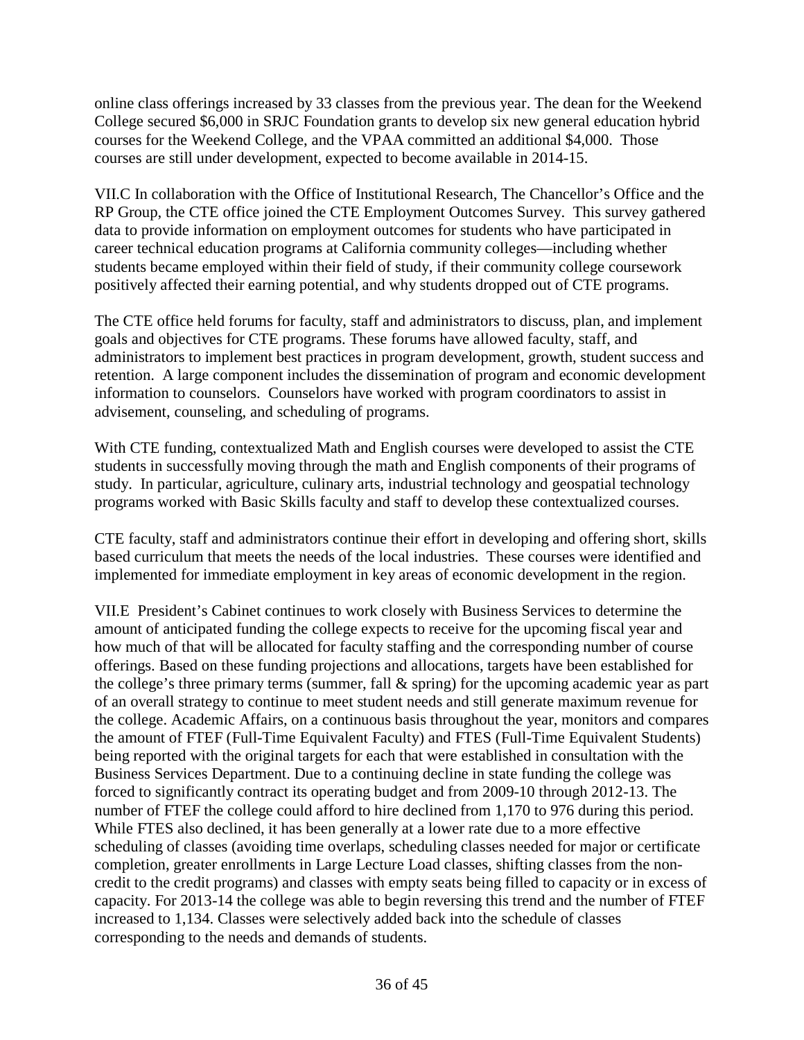online class offerings increased by 33 classes from the previous year. The dean for the Weekend College secured $6,000 in SRJC Foundation grants to develop six new general education hybrid courses for the Weekend College, and the VPAA committed an additional $4,000. Those courses are still under development, expected to become available in 2014-15.

VII.C In collaboration with the Office of Institutional Research, The Chancellor's Office and the RP Group, the CTE office joined the CTE Employment Outcomes Survey. This survey gathered data to provide information on employment outcomes for students who have participated in career technical education programs at California community colleges—including whether students became employed within their field of study, if their community college coursework positively affected their earning potential, and why students dropped out of CTE programs.

The CTE office held forums for faculty, staff and administrators to discuss, plan, and implement goals and objectives for CTE programs. These forums have allowed faculty, staff, and administrators to implement best practices in program development, growth, student success and retention. A large component includes the dissemination of program and economic development information to counselors. Counselors have worked with program coordinators to assist in advisement, counseling, and scheduling of programs.

With CTE funding, contextualized Math and English courses were developed to assist the CTE students in successfully moving through the math and English components of their programs of study. In particular, agriculture, culinary arts, industrial technology and geospatial technology programs worked with Basic Skills faculty and staff to develop these contextualized courses.

CTE faculty, staff and administrators continue their effort in developing and offering short, skills based curriculum that meets the needs of the local industries. These courses were identified and implemented for immediate employment in key areas of economic development in the region.

VII.E President's Cabinet continues to work closely with Business Services to determine the amount of anticipated funding the college expects to receive for the upcoming fiscal year and how much of that will be allocated for faculty staffing and the corresponding number of course offerings. Based on these funding projections and allocations, targets have been established for the college's three primary terms (summer, fall & spring) for the upcoming academic year as part of an overall strategy to continue to meet student needs and still generate maximum revenue for the college. Academic Affairs, on a continuous basis throughout the year, monitors and compares the amount of FTEF (Full-Time Equivalent Faculty) and FTES (Full-Time Equivalent Students) being reported with the original targets for each that were established in consultation with the Business Services Department. Due to a continuing decline in state funding the college was forced to significantly contract its operating budget and from 2009-10 through 2012-13. The number of FTEF the college could afford to hire declined from 1,170 to 976 during this period. While FTES also declined, it has been generally at a lower rate due to a more effective scheduling of classes (avoiding time overlaps, scheduling classes needed for major or certificate completion, greater enrollments in Large Lecture Load classes, shifting classes from the non-credit to the credit programs) and classes with empty seats being filled to capacity or in excess of capacity. For 2013-14 the college was able to begin reversing this trend and the number of FTEF increased to 1,134. Classes were selectively added back into the schedule of classes corresponding to the needs and demands of students.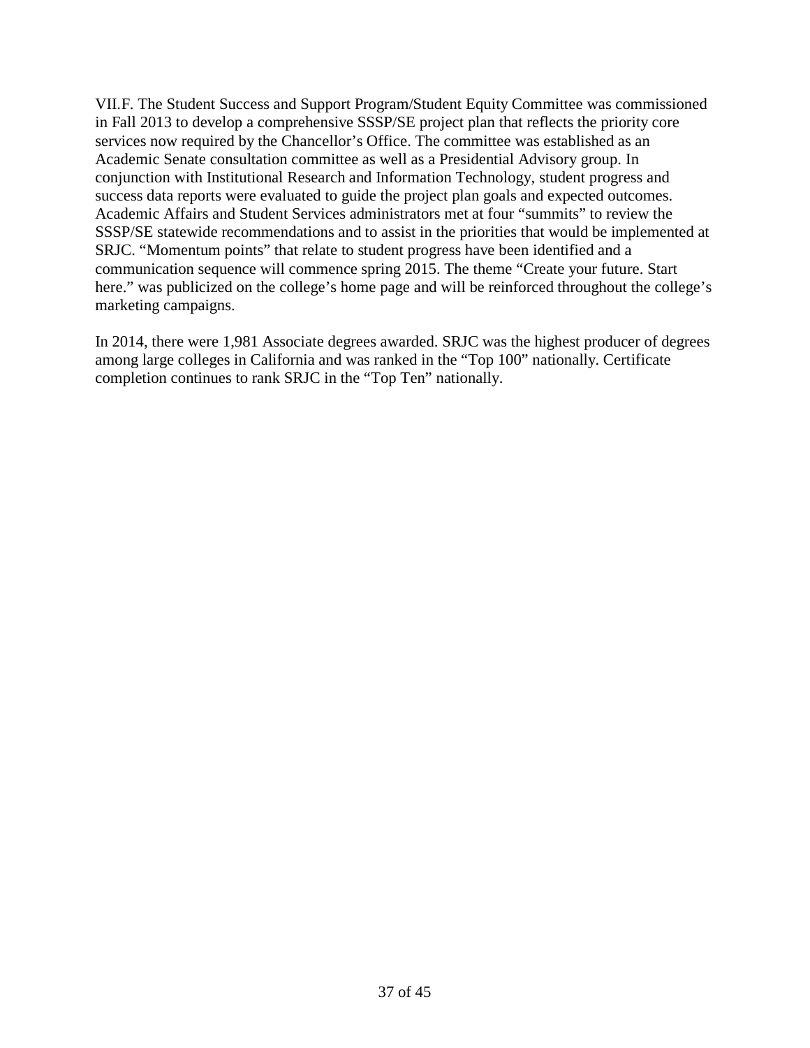VII.F. The Student Success and Support Program/Student Equity Committee was commissioned in Fall 2013 to develop a comprehensive SSSP/SE project plan that reflects the priority core services now required by the Chancellor's Office. The committee was established as an Academic Senate consultation committee as well as a Presidential Advisory group. In conjunction with Institutional Research and Information Technology, student progress and success data reports were evaluated to guide the project plan goals and expected outcomes. Academic Affairs and Student Services administrators met at four "summits" to review the SSSP/SE statewide recommendations and to assist in the priorities that would be implemented at SRJC. "Momentum points" that relate to student progress have been identified and a communication sequence will commence spring 2015. The theme "Create your future. Start here." was publicized on the college's home page and will be reinforced throughout the college's marketing campaigns.

In 2014, there were 1,981 Associate degrees awarded. SRJC was the highest producer of degrees among large colleges in California and was ranked in the "Top 100" nationally. Certificate completion continues to rank SRJC in the "Top Ten" nationally.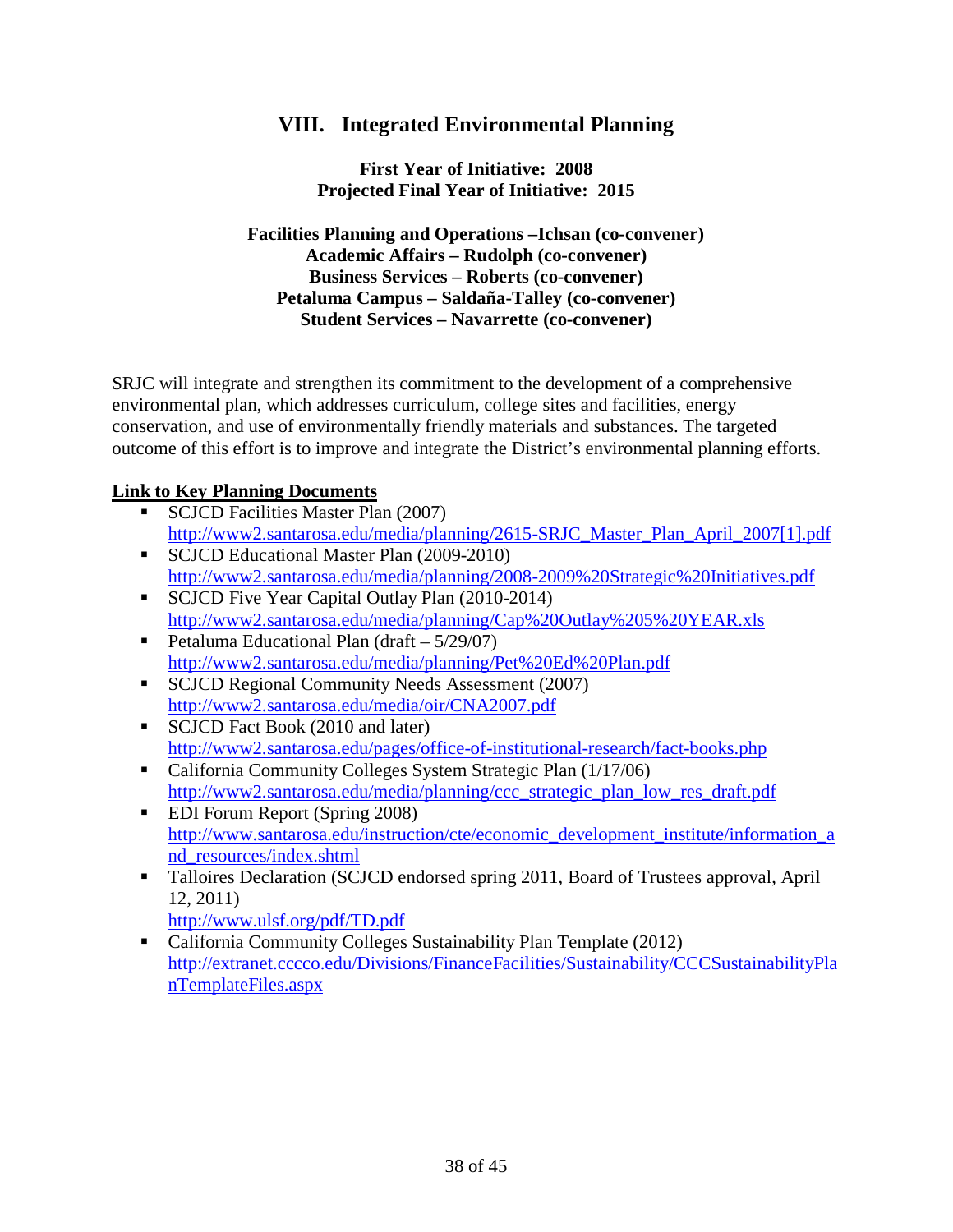# VIII. Integrated Environmental Planning

**First Year of Initiative: 2008**
**Projected Final Year of Initiative: 2015**

**Facilities Planning and Operations –Ichsan (co-convener)**
**Academic Affairs – Rudolph (co-convener)**
**Business Services – Roberts (co-convener)**
**Petaluma Campus – Saldaña-Talley (co-convener)**
**Student Services – Navarrette (co-convener)**

SRJC will integrate and strengthen its commitment to the development of a comprehensive environmental plan, which addresses curriculum, college sites and facilities, energy conservation, and use of environmentally friendly materials and substances. The targeted outcome of this effort is to improve and integrate the District's environmental planning efforts.

**Link to Key Planning Documents**

- SCJCD Facilities Master Plan (2007)
  http://www2.santarosa.edu/media/planning/2615-SRJC_Master_Plan_April_2007[1].pdf
- SCJCD Educational Master Plan (2009-2010)
  http://www2.santarosa.edu/media/planning/2008-2009%20Strategic%20Initiatives.pdf
- SCJCD Five Year Capital Outlay Plan (2010-2014)
  http://www2.santarosa.edu/media/planning/Cap%20Outlay%205%20YEAR.xls
- Petaluma Educational Plan (draft – 5/29/07)
  http://www2.santarosa.edu/media/planning/Pet%20Ed%20Plan.pdf
- SCJCD Regional Community Needs Assessment (2007)
  http://www2.santarosa.edu/media/oir/CNA2007.pdf
- SCJCD Fact Book (2010 and later)
  http://www2.santarosa.edu/pages/office-of-institutional-research/fact-books.php
- California Community Colleges System Strategic Plan (1/17/06)
  http://www2.santarosa.edu/media/planning/ccc_strategic_plan_low_res_draft.pdf
- EDI Forum Report (Spring 2008)
  http://www.santarosa.edu/instruction/cte/economic_development_institute/information_and_resources/index.shtml
- Talloires Declaration (SCJCD endorsed spring 2011, Board of Trustees approval, April 12, 2011)
  http://www.ulsf.org/pdf/TD.pdf
- California Community Colleges Sustainability Plan Template (2012)
  http://extranet.cccco.edu/Divisions/FinanceFacilities/Sustainability/CCCSustainabilityPlanTemplateFiles.aspx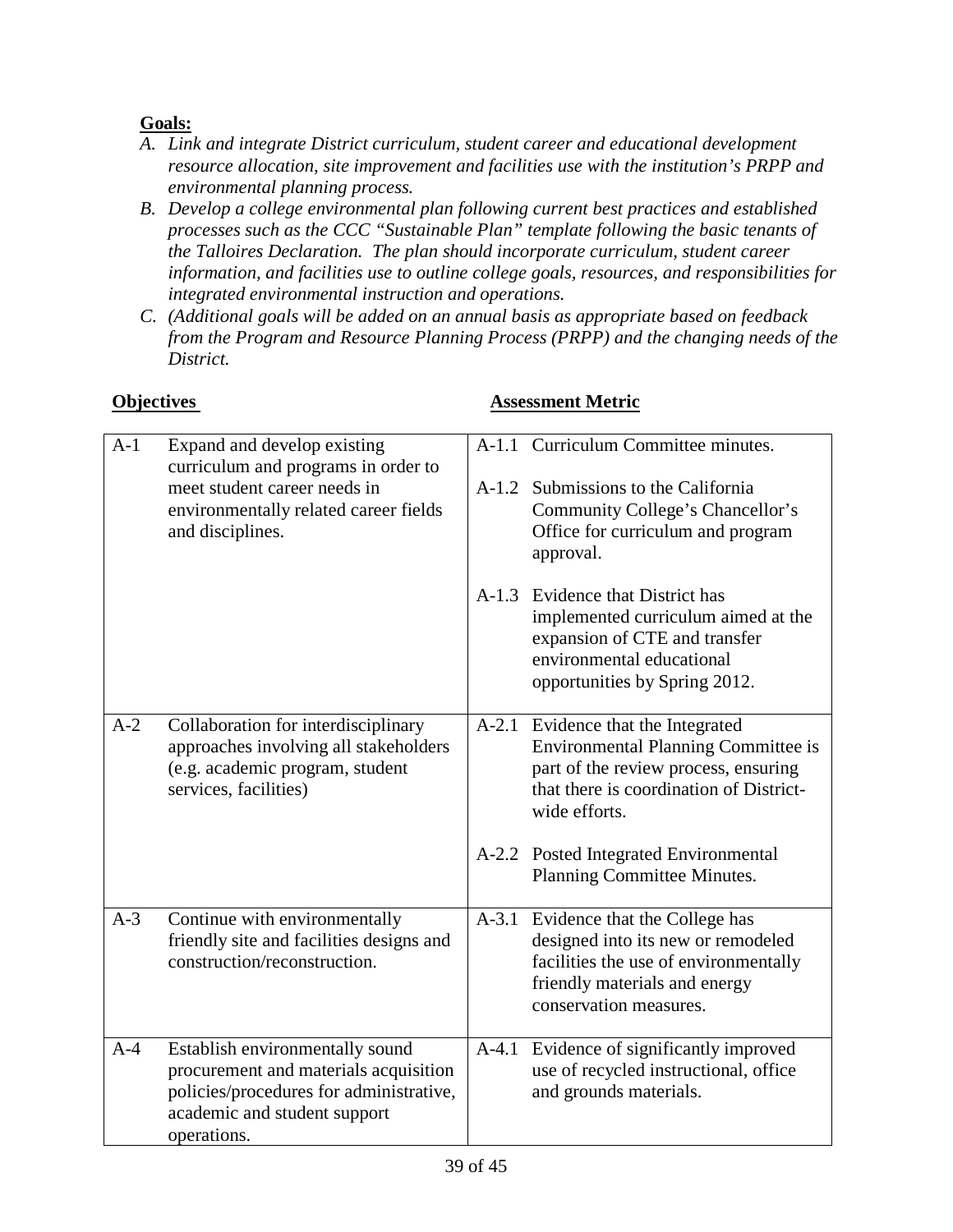**Goals:**

*A. Link and integrate District curriculum, student career and educational development resource allocation, site improvement and facilities use with the institution's PRPP and environmental planning process.*

*B. Develop a college environmental plan following current best practices and established processes such as the CCC "Sustainable Plan" template following the basic tenants of the Talloires Declaration. The plan should incorporate curriculum, student career information, and facilities use to outline college goals, resources, and responsibilities for integrated environmental instruction and operations.*

*C. (Additional goals will be added on an annual basis as appropriate based on feedback from the Program and Resource Planning Process (PRPP) and the changing needs of the District.*

| **Objectives** | | **Assessment Metric** | |
|---|---|---|---|
| A-1 | Expand and develop existing curriculum and programs in order to meet student career needs in environmentally related career fields and disciplines. | A-1.1 | Curriculum Committee minutes. |
| | | A-1.2 | Submissions to the California Community College's Chancellor's Office for curriculum and program approval. |
| | | A-1.3 | Evidence that District has implemented curriculum aimed at the expansion of CTE and transfer environmental educational opportunities by Spring 2012. |
| A-2 | Collaboration for interdisciplinary approaches involving all stakeholders (e.g. academic program, student services, facilities) | A-2.1 | Evidence that the Integrated Environmental Planning Committee is part of the review process, ensuring that there is coordination of District-wide efforts. |
| | | A-2.2 | Posted Integrated Environmental Planning Committee Minutes. |
| A-3 | Continue with environmentally friendly site and facilities designs and construction/reconstruction. | A-3.1 | Evidence that the College has designed into its new or remodeled facilities the use of environmentally friendly materials and energy conservation measures. |
| A-4 | Establish environmentally sound procurement and materials acquisition policies/procedures for administrative, academic and student support operations. | A-4.1 | Evidence of significantly improved use of recycled instructional, office and grounds materials. |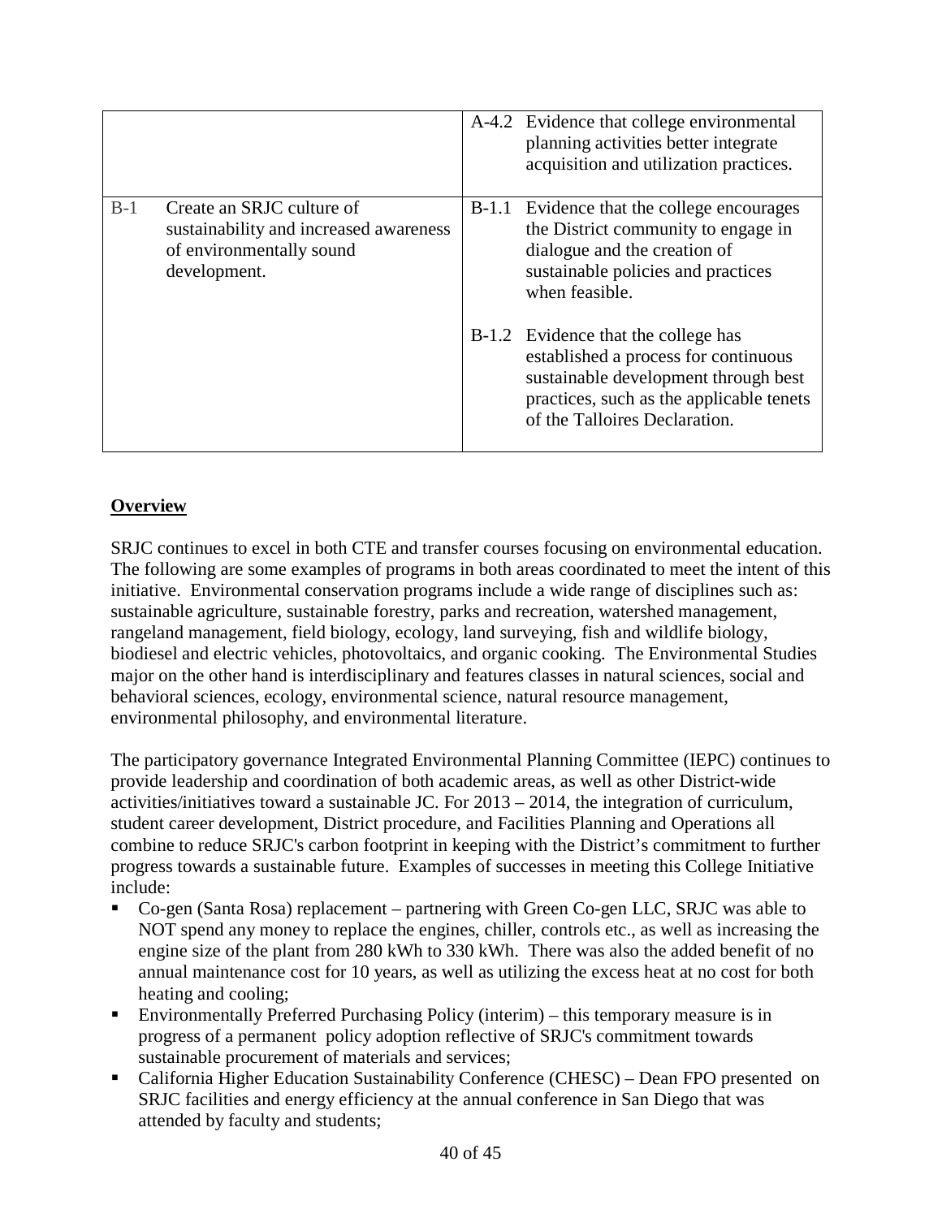| | | | |
|---|---|---|---|
| | | A-4.2 | Evidence that college environmental planning activities better integrate acquisition and utilization practices. |
| B-1 | Create an SRJC culture of sustainability and increased awareness of environmentally sound development. | B-1.1 | Evidence that the college encourages the District community to engage in dialogue and the creation of sustainable policies and practices when feasible. |
| | | B-1.2 | Evidence that the college has established a process for continuous sustainable development through best practices, such as the applicable tenets of the Talloires Declaration. |

**Overview**

SRJC continues to excel in both CTE and transfer courses focusing on environmental education. The following are some examples of programs in both areas coordinated to meet the intent of this initiative. Environmental conservation programs include a wide range of disciplines such as: sustainable agriculture, sustainable forestry, parks and recreation, watershed management, rangeland management, field biology, ecology, land surveying, fish and wildlife biology, biodiesel and electric vehicles, photovoltaics, and organic cooking. The Environmental Studies major on the other hand is interdisciplinary and features classes in natural sciences, social and behavioral sciences, ecology, environmental science, natural resource management, environmental philosophy, and environmental literature.

The participatory governance Integrated Environmental Planning Committee (IEPC) continues to provide leadership and coordination of both academic areas, as well as other District-wide activities/initiatives toward a sustainable JC. For 2013 – 2014, the integration of curriculum, student career development, District procedure, and Facilities Planning and Operations all combine to reduce SRJC's carbon footprint in keeping with the District's commitment to further progress towards a sustainable future. Examples of successes in meeting this College Initiative include:

- Co-gen (Santa Rosa) replacement – partnering with Green Co-gen LLC, SRJC was able to NOT spend any money to replace the engines, chiller, controls etc., as well as increasing the engine size of the plant from 280 kWh to 330 kWh. There was also the added benefit of no annual maintenance cost for 10 years, as well as utilizing the excess heat at no cost for both heating and cooling;
- Environmentally Preferred Purchasing Policy (interim) – this temporary measure is in progress of a permanent policy adoption reflective of SRJC's commitment towards sustainable procurement of materials and services;
- California Higher Education Sustainability Conference (CHESC) – Dean FPO presented on SRJC facilities and energy efficiency at the annual conference in San Diego that was attended by faculty and students;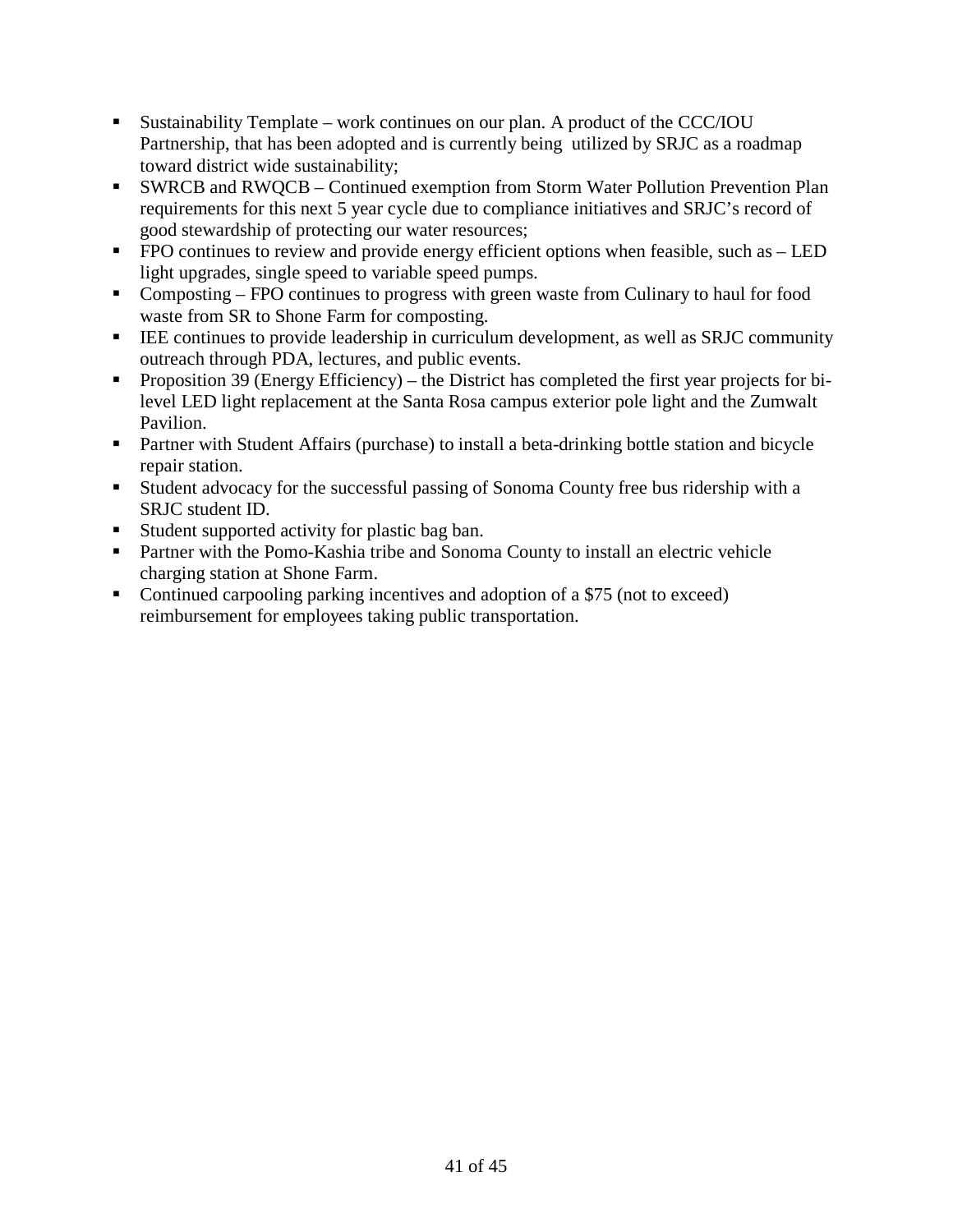- Sustainability Template – work continues on our plan. A product of the CCC/IOU Partnership, that has been adopted and is currently being utilized by SRJC as a roadmap toward district wide sustainability;
- SWRCB and RWQCB – Continued exemption from Storm Water Pollution Prevention Plan requirements for this next 5 year cycle due to compliance initiatives and SRJC's record of good stewardship of protecting our water resources;
- FPO continues to review and provide energy efficient options when feasible, such as – LED light upgrades, single speed to variable speed pumps.
- Composting – FPO continues to progress with green waste from Culinary to haul for food waste from SR to Shone Farm for composting.
- IEE continues to provide leadership in curriculum development, as well as SRJC community outreach through PDA, lectures, and public events.
- Proposition 39 (Energy Efficiency) – the District has completed the first year projects for bi-level LED light replacement at the Santa Rosa campus exterior pole light and the Zumwalt Pavilion.
- Partner with Student Affairs (purchase) to install a beta-drinking bottle station and bicycle repair station.
- Student advocacy for the successful passing of Sonoma County free bus ridership with a SRJC student ID.
- Student supported activity for plastic bag ban.
- Partner with the Pomo-Kashia tribe and Sonoma County to install an electric vehicle charging station at Shone Farm.
- Continued carpooling parking incentives and adoption of a $75 (not to exceed) reimbursement for employees taking public transportation.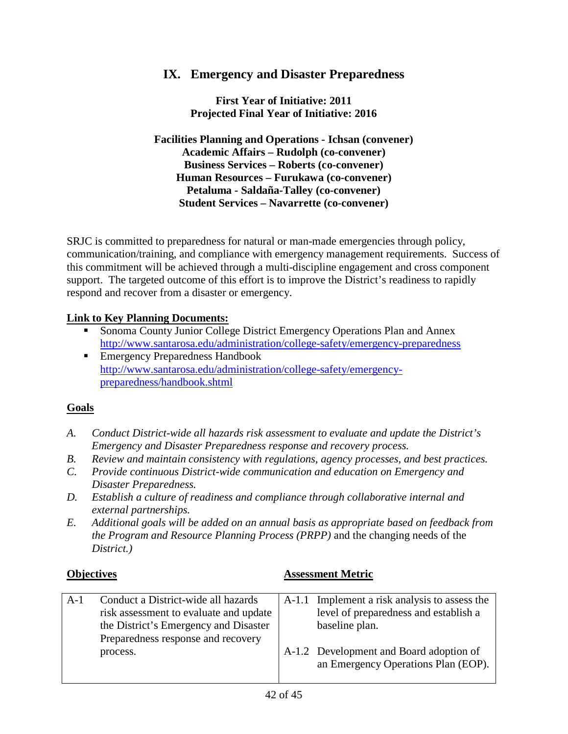## IX. Emergency and Disaster Preparedness

**First Year of Initiative: 2011**
**Projected Final Year of Initiative: 2016**

**Facilities Planning and Operations - Ichsan (convener)**
**Academic Affairs – Rudolph (co-convener)**
**Business Services – Roberts (co-convener)**
**Human Resources – Furukawa (co-convener)**
**Petaluma - Saldaña-Talley (co-convener)**
**Student Services – Navarrette (co-convener)**

SRJC is committed to preparedness for natural or man-made emergencies through policy, communication/training, and compliance with emergency management requirements. Success of this commitment will be achieved through a multi-discipline engagement and cross component support. The targeted outcome of this effort is to improve the District's readiness to rapidly respond and recover from a disaster or emergency.

**Link to Key Planning Documents:**

- Sonoma County Junior College District Emergency Operations Plan and Annex http://www.santarosa.edu/administration/college-safety/emergency-preparedness
- Emergency Preparedness Handbook http://www.santarosa.edu/administration/college-safety/emergency-preparedness/handbook.shtml

**Goals**

*A. Conduct District-wide all hazards risk assessment to evaluate and update the District's Emergency and Disaster Preparedness response and recovery process.*

*B. Review and maintain consistency with regulations, agency processes, and best practices.*

*C. Provide continuous District-wide communication and education on Emergency and Disaster Preparedness.*

*D. Establish a culture of readiness and compliance through collaborative internal and external partnerships.*

*E. Additional goals will be added on an annual basis as appropriate based on feedback from the Program and Resource Planning Process (PRPP)* and the changing needs of the *District.)*

| | Objectives | | Assessment Metric |
|---|---|---|---|
| A-1 | Conduct a District-wide all hazards risk assessment to evaluate and update the District's Emergency and Disaster Preparedness response and recovery process. | A-1.1 | Implement a risk analysis to assess the level of preparedness and establish a baseline plan. |
| | | A-1.2 | Development and Board adoption of an Emergency Operations Plan (EOP). |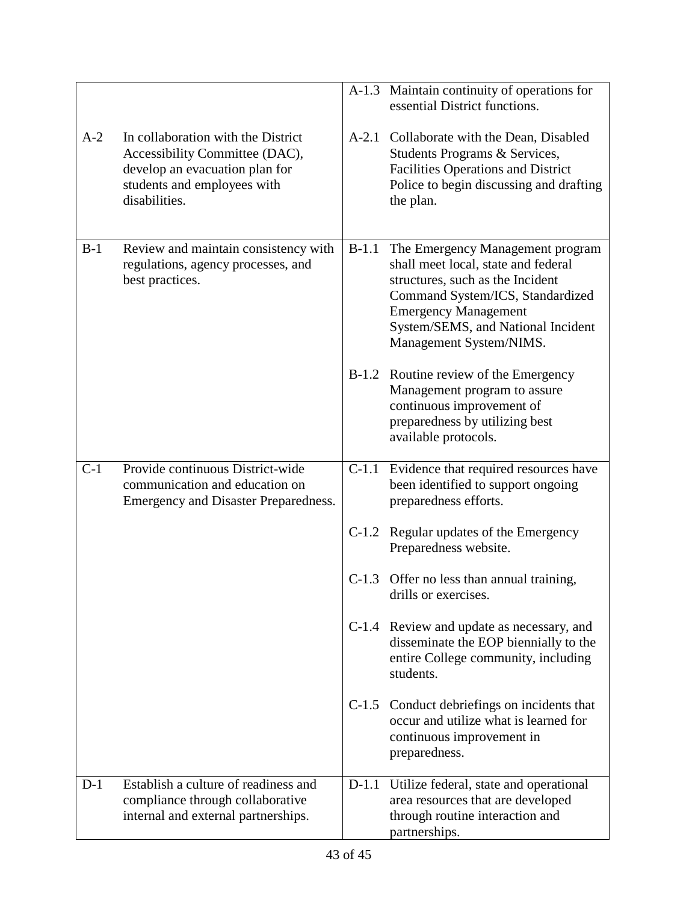| | | | |
|---|---|---|---|
| | | A-1.3 | Maintain continuity of operations for essential District functions. |
| A-2 | In collaboration with the District Accessibility Committee (DAC), develop an evacuation plan for students and employees with disabilities. | A-2.1 | Collaborate with the Dean, Disabled Students Programs & Services, Facilities Operations and District Police to begin discussing and drafting the plan. |
| B-1 | Review and maintain consistency with regulations, agency processes, and best practices. | B-1.1 | The Emergency Management program shall meet local, state and federal structures, such as the Incident Command System/ICS, Standardized Emergency Management System/SEMS, and National Incident Management System/NIMS. |
| | | B-1.2 | Routine review of the Emergency Management program to assure continuous improvement of preparedness by utilizing best available protocols. |
| C-1 | Provide continuous District-wide communication and education on Emergency and Disaster Preparedness. | C-1.1 | Evidence that required resources have been identified to support ongoing preparedness efforts. |
| | | C-1.2 | Regular updates of the Emergency Preparedness website. |
| | | C-1.3 | Offer no less than annual training, drills or exercises. |
| | | C-1.4 | Review and update as necessary, and disseminate the EOP biennially to the entire College community, including students. |
| | | C-1.5 | Conduct debriefings on incidents that occur and utilize what is learned for continuous improvement in preparedness. |
| D-1 | Establish a culture of readiness and compliance through collaborative internal and external partnerships. | D-1.1 | Utilize federal, state and operational area resources that are developed through routine interaction and partnerships. |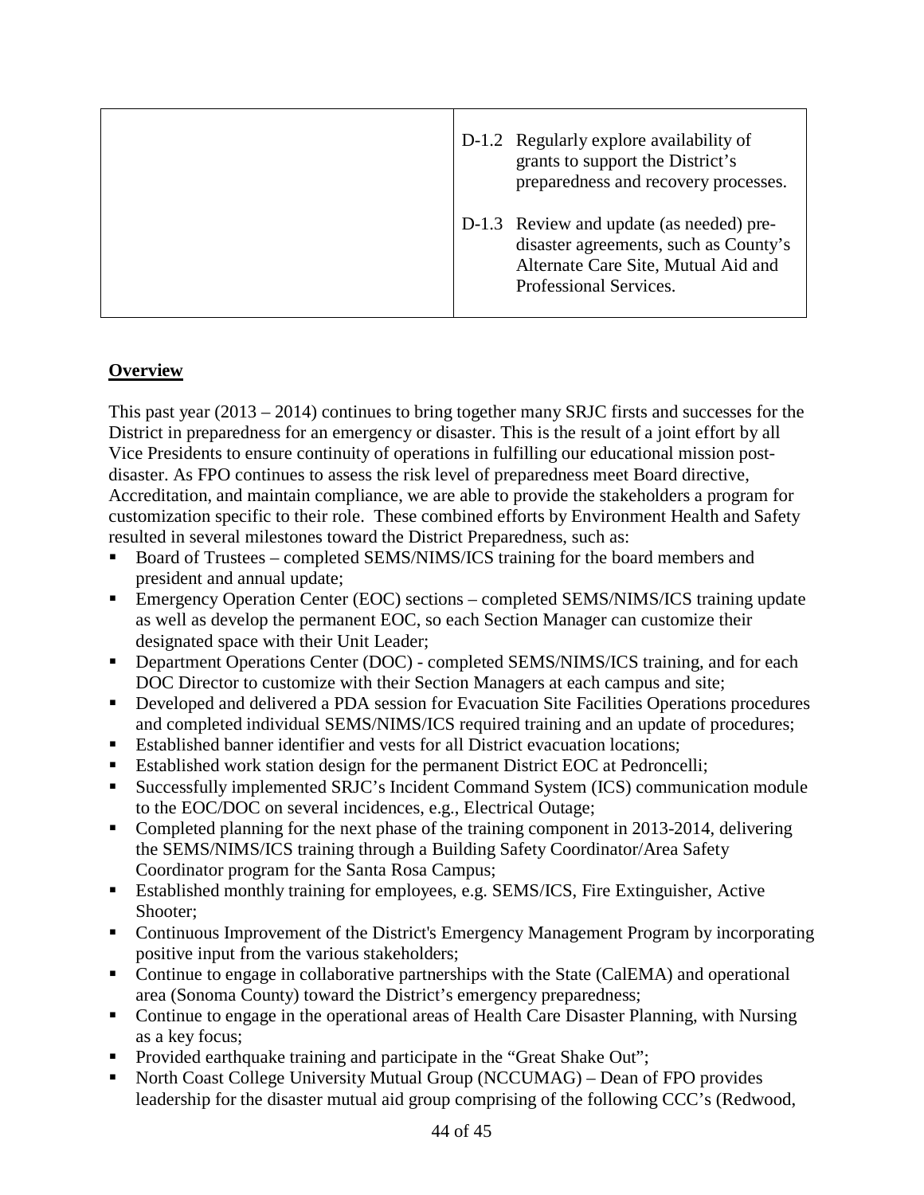| | |
|---|---|
| | D-1.2 Regularly explore availability of grants to support the District's preparedness and recovery processes.<br><br>D-1.3 Review and update (as needed) pre-disaster agreements, such as County's Alternate Care Site, Mutual Aid and Professional Services. |

## Overview

This past year (2013 – 2014) continues to bring together many SRJC firsts and successes for the District in preparedness for an emergency or disaster. This is the result of a joint effort by all Vice Presidents to ensure continuity of operations in fulfilling our educational mission post-disaster. As FPO continues to assess the risk level of preparedness meet Board directive, Accreditation, and maintain compliance, we are able to provide the stakeholders a program for customization specific to their role. These combined efforts by Environment Health and Safety resulted in several milestones toward the District Preparedness, such as:

- Board of Trustees – completed SEMS/NIMS/ICS training for the board members and president and annual update;
- Emergency Operation Center (EOC) sections – completed SEMS/NIMS/ICS training update as well as develop the permanent EOC, so each Section Manager can customize their designated space with their Unit Leader;
- Department Operations Center (DOC) - completed SEMS/NIMS/ICS training, and for each DOC Director to customize with their Section Managers at each campus and site;
- Developed and delivered a PDA session for Evacuation Site Facilities Operations procedures and completed individual SEMS/NIMS/ICS required training and an update of procedures;
- Established banner identifier and vests for all District evacuation locations;
- Established work station design for the permanent District EOC at Pedroncelli;
- Successfully implemented SRJC's Incident Command System (ICS) communication module to the EOC/DOC on several incidences, e.g., Electrical Outage;
- Completed planning for the next phase of the training component in 2013-2014, delivering the SEMS/NIMS/ICS training through a Building Safety Coordinator/Area Safety Coordinator program for the Santa Rosa Campus;
- Established monthly training for employees, e.g. SEMS/ICS, Fire Extinguisher, Active Shooter;
- Continuous Improvement of the District's Emergency Management Program by incorporating positive input from the various stakeholders;
- Continue to engage in collaborative partnerships with the State (CalEMA) and operational area (Sonoma County) toward the District's emergency preparedness;
- Continue to engage in the operational areas of Health Care Disaster Planning, with Nursing as a key focus;
- Provided earthquake training and participate in the "Great Shake Out";
- North Coast College University Mutual Group (NCCUMAG) – Dean of FPO provides leadership for the disaster mutual aid group comprising of the following CCC's (Redwood,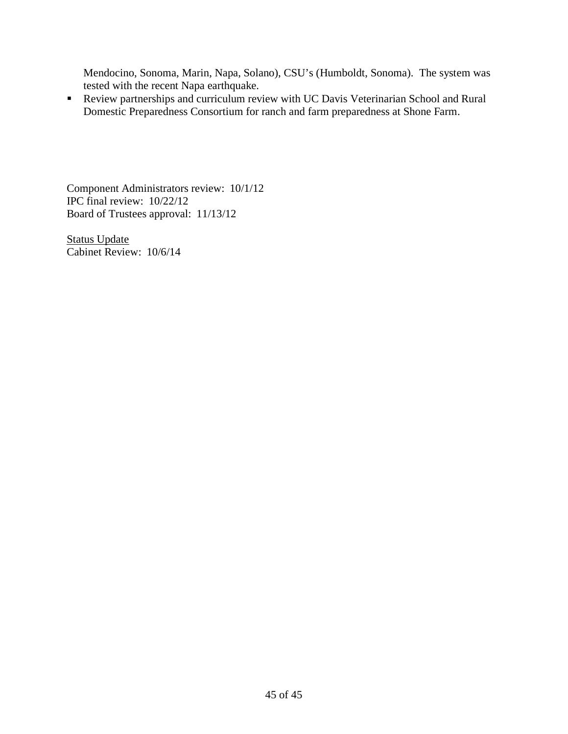Mendocino, Sonoma, Marin, Napa, Solano), CSU's (Humboldt, Sonoma). The system was tested with the recent Napa earthquake.

- Review partnerships and curriculum review with UC Davis Veterinarian School and Rural Domestic Preparedness Consortium for ranch and farm preparedness at Shone Farm.

Component Administrators review: 10/1/12
IPC final review: 10/22/12
Board of Trustees approval: 11/13/12

<u>Status Update</u>
Cabinet Review: 10/6/14